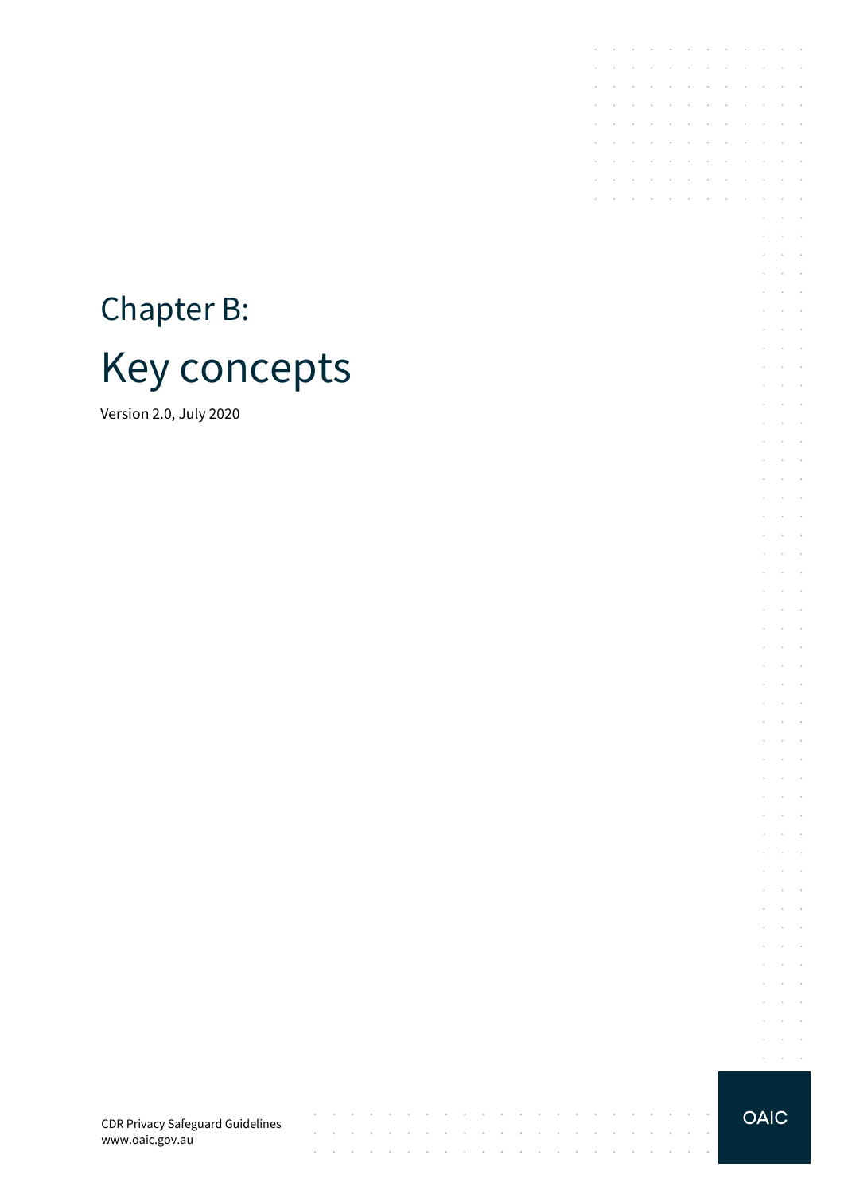# Chapter B:

# Key concepts

Version 2.0, July 2020

CDR Privacy Safeguard Guidelines
www.oaic.gov.au

OAIC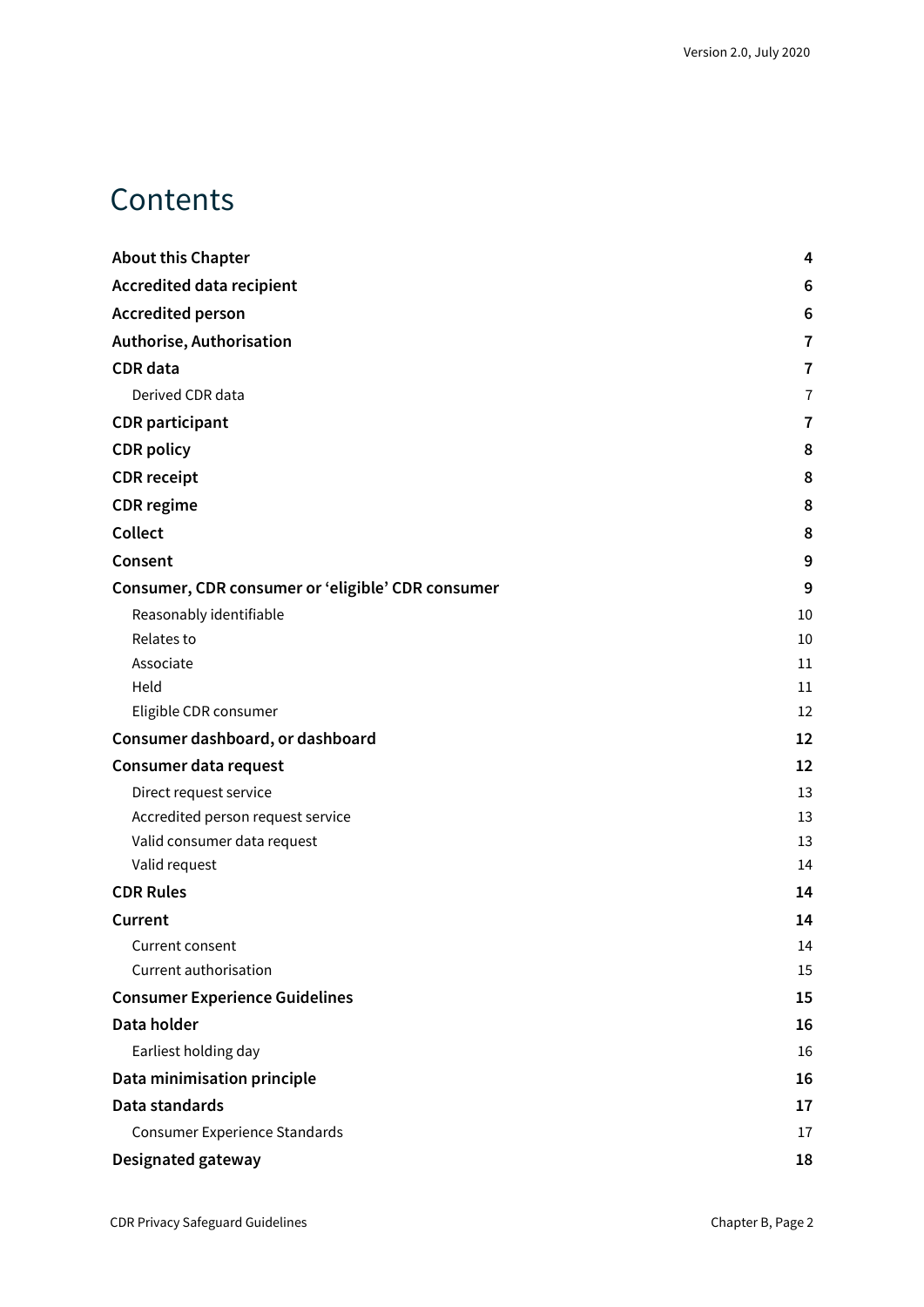# Contents

| | |
|---|---|
| **About this Chapter** | **4** |
| **Accredited data recipient** | **6** |
| **Accredited person** | **6** |
| **Authorise, Authorisation** | **7** |
| **CDR data** | **7** |
| Derived CDR data | 7 |
| **CDR participant** | **7** |
| **CDR policy** | **8** |
| **CDR receipt** | **8** |
| **CDR regime** | **8** |
| **Collect** | **8** |
| **Consent** | **9** |
| **Consumer, CDR consumer or ‘eligible’ CDR consumer** | **9** |
| Reasonably identifiable | 10 |
| Relates to | 10 |
| Associate | 11 |
| Held | 11 |
| Eligible CDR consumer | 12 |
| **Consumer dashboard, or dashboard** | **12** |
| **Consumer data request** | **12** |
| Direct request service | 13 |
| Accredited person request service | 13 |
| Valid consumer data request | 13 |
| Valid request | 14 |
| **CDR Rules** | **14** |
| **Current** | **14** |
| Current consent | 14 |
| Current authorisation | 15 |
| **Consumer Experience Guidelines** | **15** |
| **Data holder** | **16** |
| Earliest holding day | 16 |
| **Data minimisation principle** | **16** |
| **Data standards** | **17** |
| Consumer Experience Standards | 17 |
| **Designated gateway** | **18** |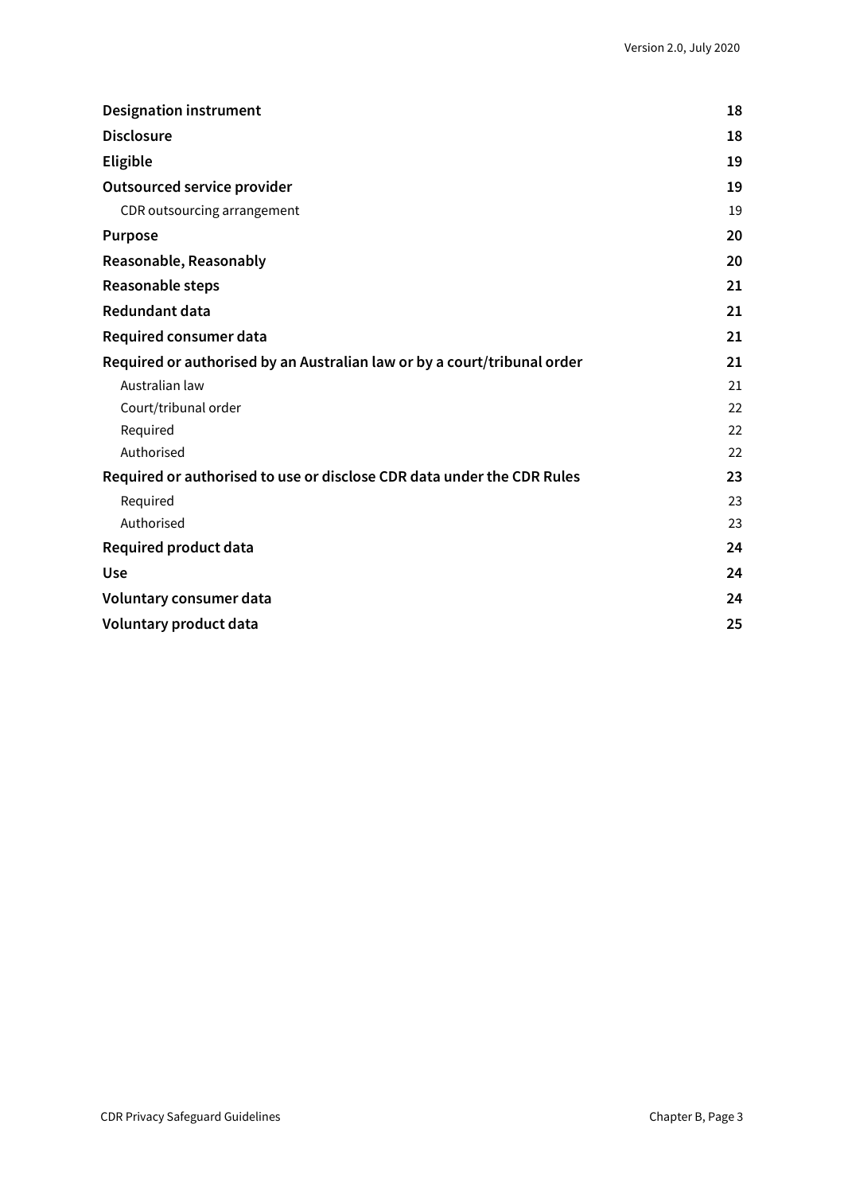| | |
|---|---|
| **Designation instrument** | **18** |
| **Disclosure** | **18** |
| **Eligible** | **19** |
| **Outsourced service provider** | **19** |
| CDR outsourcing arrangement | 19 |
| **Purpose** | **20** |
| **Reasonable, Reasonably** | **20** |
| **Reasonable steps** | **21** |
| **Redundant data** | **21** |
| **Required consumer data** | **21** |
| **Required or authorised by an Australian law or by a court/tribunal order** | **21** |
| Australian law | 21 |
| Court/tribunal order | 22 |
| Required | 22 |
| Authorised | 22 |
| **Required or authorised to use or disclose CDR data under the CDR Rules** | **23** |
| Required | 23 |
| Authorised | 23 |
| **Required product data** | **24** |
| **Use** | **24** |
| **Voluntary consumer data** | **24** |
| **Voluntary product data** | **25** |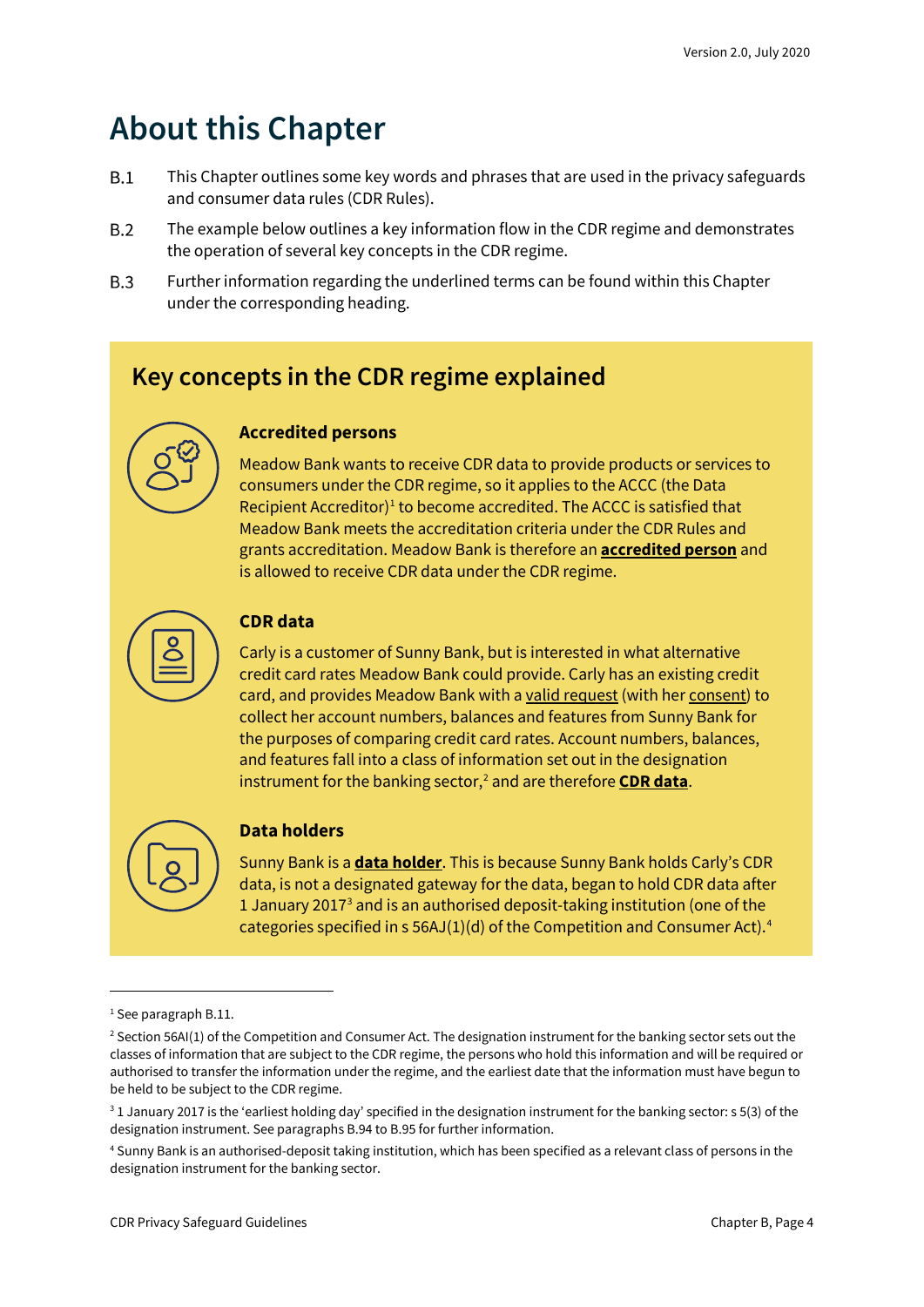# About this Chapter

B.1 This Chapter outlines some key words and phrases that are used in the privacy safeguards and consumer data rules (CDR Rules).

B.2 The example below outlines a key information flow in the CDR regime and demonstrates the operation of several key concepts in the CDR regime.

B.3 Further information regarding the underlined terms can be found within this Chapter under the corresponding heading.

## Key concepts in the CDR regime explained

### Accredited persons

Meadow Bank wants to receive CDR data to provide products or services to consumers under the CDR regime, so it applies to the ACCC (the Data Recipient Accreditor)[1] to become accredited. The ACCC is satisfied that Meadow Bank meets the accreditation criteria under the CDR Rules and grants accreditation. Meadow Bank is therefore an **accredited person** and is allowed to receive CDR data under the CDR regime.

### CDR data

Carly is a customer of Sunny Bank, but is interested in what alternative credit card rates Meadow Bank could provide. Carly has an existing credit card, and provides Meadow Bank with a valid request (with her consent) to collect her account numbers, balances and features from Sunny Bank for the purposes of comparing credit card rates. Account numbers, balances, and features fall into a class of information set out in the designation instrument for the banking sector,[2] and are therefore **CDR data**.

### Data holders

Sunny Bank is a **data holder**. This is because Sunny Bank holds Carly's CDR data, is not a designated gateway for the data, began to hold CDR data after 1 January 2017[3] and is an authorised deposit-taking institution (one of the categories specified in s 56AJ(1)(d) of the Competition and Consumer Act).[4]

---

[1] See paragraph B.11.

[2] Section 56AI(1) of the Competition and Consumer Act. The designation instrument for the banking sector sets out the classes of information that are subject to the CDR regime, the persons who hold this information and will be required or authorised to transfer the information under the regime, and the earliest date that the information must have begun to be held to be subject to the CDR regime.

[3] 1 January 2017 is the 'earliest holding day' specified in the designation instrument for the banking sector: s 5(3) of the designation instrument. See paragraphs B.94 to B.95 for further information.

[4] Sunny Bank is an authorised-deposit taking institution, which has been specified as a relevant class of persons in the designation instrument for the banking sector.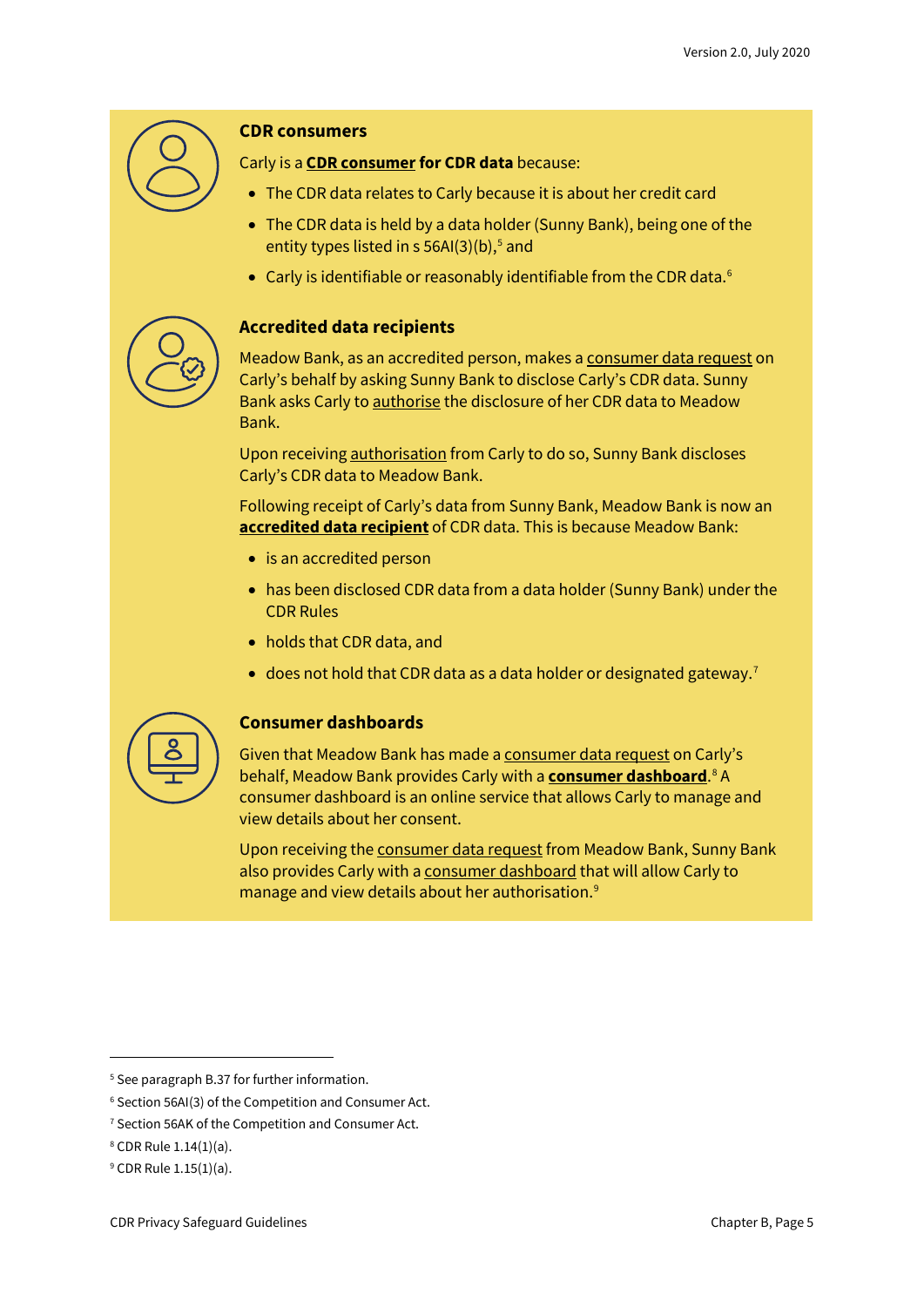### CDR consumers

Carly is a **CDR consumer for CDR data** because:

- The CDR data relates to Carly because it is about her credit card
- The CDR data is held by a data holder (Sunny Bank), being one of the entity types listed in s 56AI(3)(b),[5] and
- Carly is identifiable or reasonably identifiable from the CDR data.[6]

### Accredited data recipients

Meadow Bank, as an accredited person, makes a consumer data request on Carly's behalf by asking Sunny Bank to disclose Carly's CDR data. Sunny Bank asks Carly to authorise the disclosure of her CDR data to Meadow Bank.

Upon receiving authorisation from Carly to do so, Sunny Bank discloses Carly's CDR data to Meadow Bank.

Following receipt of Carly's data from Sunny Bank, Meadow Bank is now an **accredited data recipient** of CDR data. This is because Meadow Bank:

- is an accredited person
- has been disclosed CDR data from a data holder (Sunny Bank) under the CDR Rules
- holds that CDR data, and
- does not hold that CDR data as a data holder or designated gateway.[7]

### Consumer dashboards

Given that Meadow Bank has made a consumer data request on Carly's behalf, Meadow Bank provides Carly with a **consumer dashboard**.[8] A consumer dashboard is an online service that allows Carly to manage and view details about her consent.

Upon receiving the consumer data request from Meadow Bank, Sunny Bank also provides Carly with a consumer dashboard that will allow Carly to manage and view details about her authorisation.[9]

---

[5] See paragraph B.37 for further information.

[6] Section 56AI(3) of the Competition and Consumer Act.

[7] Section 56AK of the Competition and Consumer Act.

[8] CDR Rule 1.14(1)(a).

[9] CDR Rule 1.15(1)(a).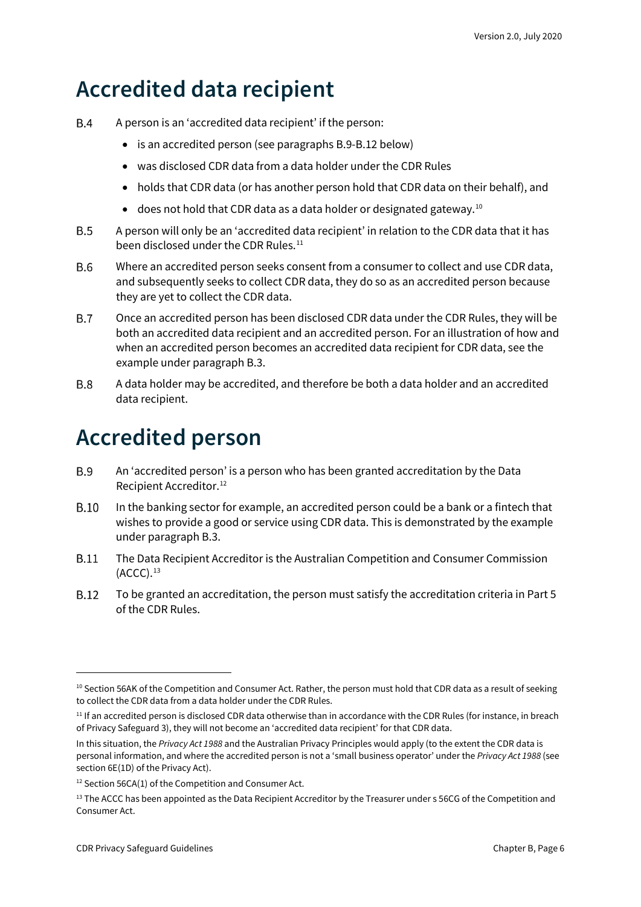# Accredited data recipient

B.4 A person is an 'accredited data recipient' if the person:

- is an accredited person (see paragraphs B.9-B.12 below)
- was disclosed CDR data from a data holder under the CDR Rules
- holds that CDR data (or has another person hold that CDR data on their behalf), and
- does not hold that CDR data as a data holder or designated gateway.[10]

B.5 A person will only be an 'accredited data recipient' in relation to the CDR data that it has been disclosed under the CDR Rules.[11]

B.6 Where an accredited person seeks consent from a consumer to collect and use CDR data, and subsequently seeks to collect CDR data, they do so as an accredited person because they are yet to collect the CDR data.

B.7 Once an accredited person has been disclosed CDR data under the CDR Rules, they will be both an accredited data recipient and an accredited person. For an illustration of how and when an accredited person becomes an accredited data recipient for CDR data, see the example under paragraph B.3.

B.8 A data holder may be accredited, and therefore be both a data holder and an accredited data recipient.

# Accredited person

B.9 An 'accredited person' is a person who has been granted accreditation by the Data Recipient Accreditor.[12]

B.10 In the banking sector for example, an accredited person could be a bank or a fintech that wishes to provide a good or service using CDR data. This is demonstrated by the example under paragraph B.3.

B.11 The Data Recipient Accreditor is the Australian Competition and Consumer Commission (ACCC).[13]

B.12 To be granted an accreditation, the person must satisfy the accreditation criteria in Part 5 of the CDR Rules.

---

[10] Section 56AK of the Competition and Consumer Act. Rather, the person must hold that CDR data as a result of seeking to collect the CDR data from a data holder under the CDR Rules.

[11] If an accredited person is disclosed CDR data otherwise than in accordance with the CDR Rules (for instance, in breach of Privacy Safeguard 3), they will not become an 'accredited data recipient' for that CDR data.

In this situation, the *Privacy Act 1988* and the Australian Privacy Principles would apply (to the extent the CDR data is personal information, and where the accredited person is not a 'small business operator' under the *Privacy Act 1988* (see section 6E(1D) of the Privacy Act).

[12] Section 56CA(1) of the Competition and Consumer Act.

[13] The ACCC has been appointed as the Data Recipient Accreditor by the Treasurer under s 56CG of the Competition and Consumer Act.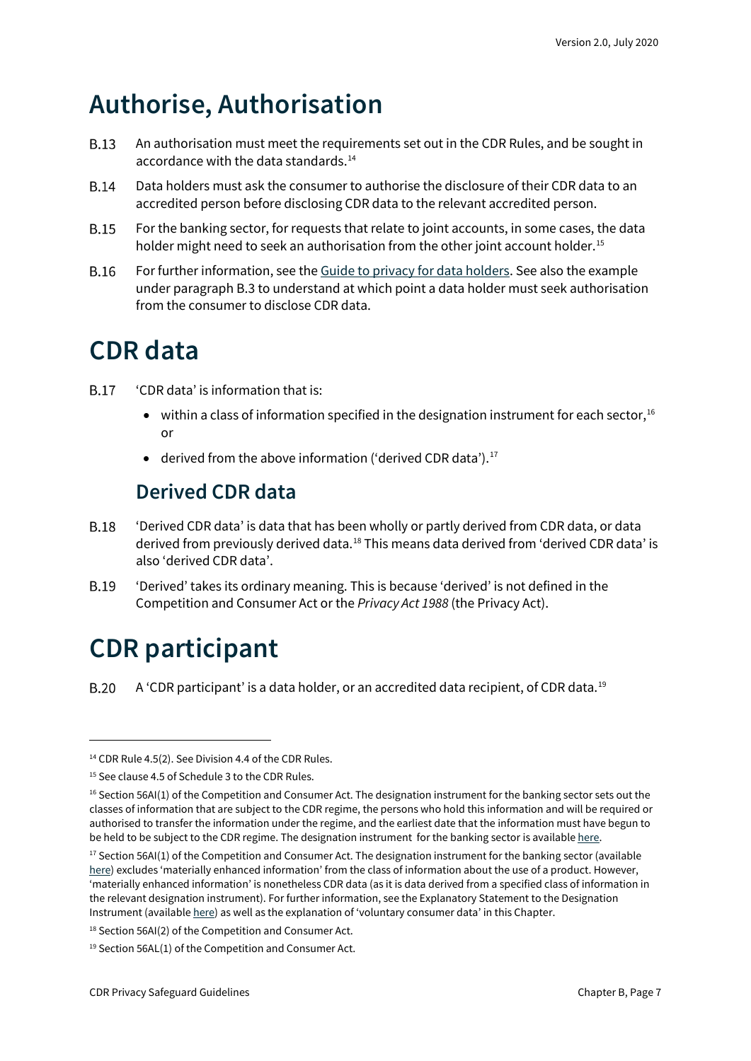# Authorise, Authorisation

B.13 An authorisation must meet the requirements set out in the CDR Rules, and be sought in accordance with the data standards.[14]

B.14 Data holders must ask the consumer to authorise the disclosure of their CDR data to an accredited person before disclosing CDR data to the relevant accredited person.

B.15 For the banking sector, for requests that relate to joint accounts, in some cases, the data holder might need to seek an authorisation from the other joint account holder.[15]

B.16 For further information, see the Guide to privacy for data holders. See also the example under paragraph B.3 to understand at which point a data holder must seek authorisation from the consumer to disclose CDR data.

# CDR data

B.17 'CDR data' is information that is:

- within a class of information specified in the designation instrument for each sector,[16] or
- derived from the above information ('derived CDR data').[17]

## Derived CDR data

B.18 'Derived CDR data' is data that has been wholly or partly derived from CDR data, or data derived from previously derived data.[18] This means data derived from 'derived CDR data' is also 'derived CDR data'.

B.19 'Derived' takes its ordinary meaning. This is because 'derived' is not defined in the Competition and Consumer Act or the *Privacy Act 1988* (the Privacy Act).

# CDR participant

B.20 A 'CDR participant' is a data holder, or an accredited data recipient, of CDR data.[19]

---

[14] CDR Rule 4.5(2). See Division 4.4 of the CDR Rules.

[15] See clause 4.5 of Schedule 3 to the CDR Rules.

[16] Section 56AI(1) of the Competition and Consumer Act. The designation instrument for the banking sector sets out the classes of information that are subject to the CDR regime, the persons who hold this information and will be required or authorised to transfer the information under the regime, and the earliest date that the information must have begun to be held to be subject to the CDR regime. The designation instrument for the banking sector is available here.

[17] Section 56AI(1) of the Competition and Consumer Act. The designation instrument for the banking sector (available here) excludes 'materially enhanced information' from the class of information about the use of a product. However, 'materially enhanced information' is nonetheless CDR data (as it is data derived from a specified class of information in the relevant designation instrument). For further information, see the Explanatory Statement to the Designation Instrument (available here) as well as the explanation of 'voluntary consumer data' in this Chapter.

[18] Section 56AI(2) of the Competition and Consumer Act.

[19] Section 56AL(1) of the Competition and Consumer Act.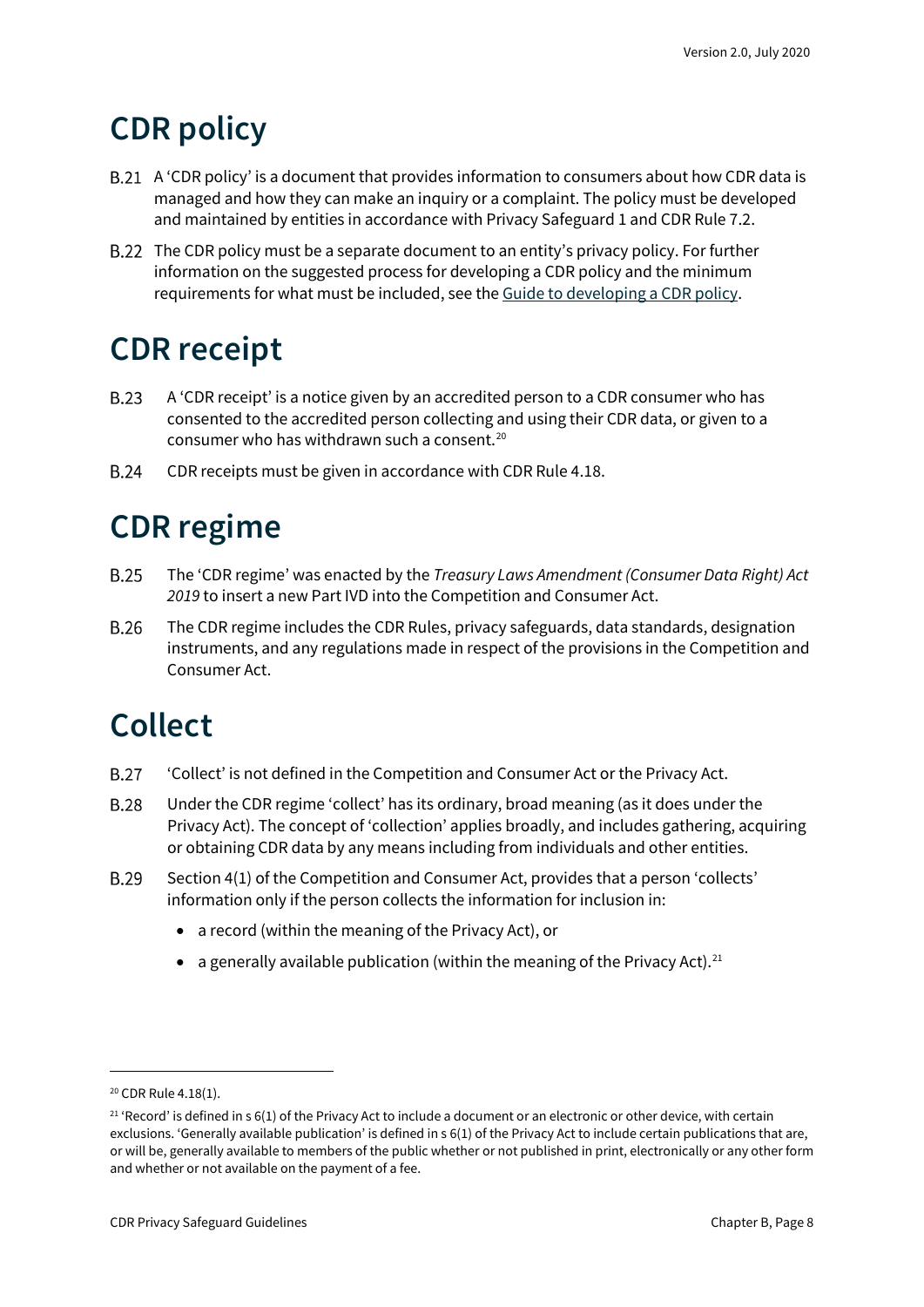# CDR policy

B.21 A 'CDR policy' is a document that provides information to consumers about how CDR data is managed and how they can make an inquiry or a complaint. The policy must be developed and maintained by entities in accordance with Privacy Safeguard 1 and CDR Rule 7.2.

B.22 The CDR policy must be a separate document to an entity's privacy policy. For further information on the suggested process for developing a CDR policy and the minimum requirements for what must be included, see the Guide to developing a CDR policy.

# CDR receipt

B.23 A 'CDR receipt' is a notice given by an accredited person to a CDR consumer who has consented to the accredited person collecting and using their CDR data, or given to a consumer who has withdrawn such a consent.[20]

B.24 CDR receipts must be given in accordance with CDR Rule 4.18.

# CDR regime

B.25 The 'CDR regime' was enacted by the *Treasury Laws Amendment (Consumer Data Right) Act 2019* to insert a new Part IVD into the Competition and Consumer Act.

B.26 The CDR regime includes the CDR Rules, privacy safeguards, data standards, designation instruments, and any regulations made in respect of the provisions in the Competition and Consumer Act.

# Collect

B.27 'Collect' is not defined in the Competition and Consumer Act or the Privacy Act.

B.28 Under the CDR regime 'collect' has its ordinary, broad meaning (as it does under the Privacy Act). The concept of 'collection' applies broadly, and includes gathering, acquiring or obtaining CDR data by any means including from individuals and other entities.

B.29 Section 4(1) of the Competition and Consumer Act, provides that a person 'collects' information only if the person collects the information for inclusion in:

- a record (within the meaning of the Privacy Act), or
- a generally available publication (within the meaning of the Privacy Act).[21]

---

[20] CDR Rule 4.18(1).

[21] 'Record' is defined in s 6(1) of the Privacy Act to include a document or an electronic or other device, with certain exclusions. 'Generally available publication' is defined in s 6(1) of the Privacy Act to include certain publications that are, or will be, generally available to members of the public whether or not published in print, electronically or any other form and whether or not available on the payment of a fee.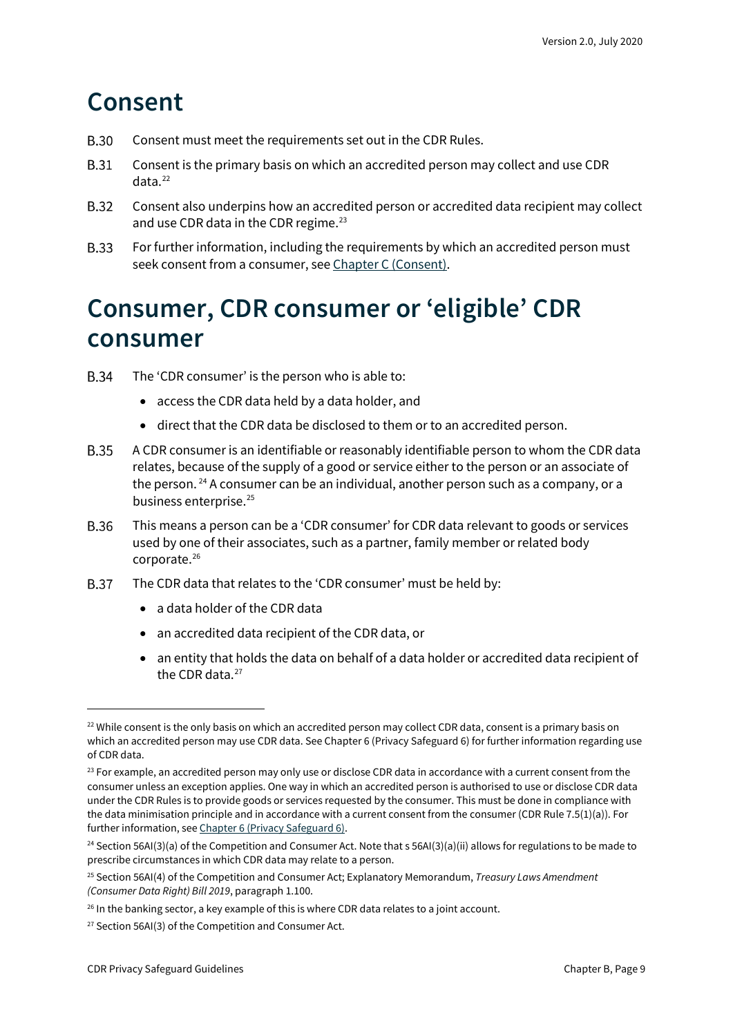# Consent

B.30 Consent must meet the requirements set out in the CDR Rules.

B.31 Consent is the primary basis on which an accredited person may collect and use CDR data.[22]

B.32 Consent also underpins how an accredited person or accredited data recipient may collect and use CDR data in the CDR regime.[23]

B.33 For further information, including the requirements by which an accredited person must seek consent from a consumer, see Chapter C (Consent).

# Consumer, CDR consumer or 'eligible' CDR consumer

B.34 The 'CDR consumer' is the person who is able to:

- access the CDR data held by a data holder, and
- direct that the CDR data be disclosed to them or to an accredited person.

B.35 A CDR consumer is an identifiable or reasonably identifiable person to whom the CDR data relates, because of the supply of a good or service either to the person or an associate of the person.[24] A consumer can be an individual, another person such as a company, or a business enterprise.[25]

B.36 This means a person can be a 'CDR consumer' for CDR data relevant to goods or services used by one of their associates, such as a partner, family member or related body corporate.[26]

B.37 The CDR data that relates to the 'CDR consumer' must be held by:

- a data holder of the CDR data
- an accredited data recipient of the CDR data, or
- an entity that holds the data on behalf of a data holder or accredited data recipient of the CDR data.[27]

---

[22] While consent is the only basis on which an accredited person may collect CDR data, consent is a primary basis on which an accredited person may use CDR data. See Chapter 6 (Privacy Safeguard 6) for further information regarding use of CDR data.

[23] For example, an accredited person may only use or disclose CDR data in accordance with a current consent from the consumer unless an exception applies. One way in which an accredited person is authorised to use or disclose CDR data under the CDR Rules is to provide goods or services requested by the consumer. This must be done in compliance with the data minimisation principle and in accordance with a current consent from the consumer (CDR Rule 7.5(1)(a)). For further information, see Chapter 6 (Privacy Safeguard 6).

[24] Section 56AI(3)(a) of the Competition and Consumer Act. Note that s 56AI(3)(a)(ii) allows for regulations to be made to prescribe circumstances in which CDR data may relate to a person.

[25] Section 56AI(4) of the Competition and Consumer Act; Explanatory Memorandum, *Treasury Laws Amendment (Consumer Data Right) Bill 2019*, paragraph 1.100.

[26] In the banking sector, a key example of this is where CDR data relates to a joint account.

[27] Section 56AI(3) of the Competition and Consumer Act.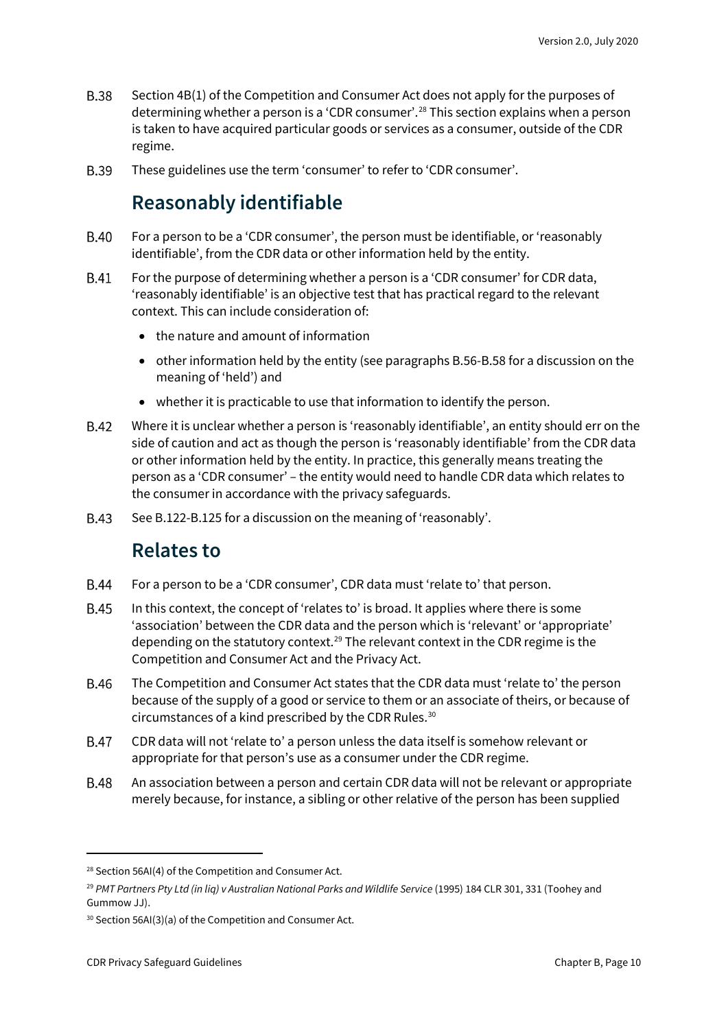B.38 Section 4B(1) of the Competition and Consumer Act does not apply for the purposes of determining whether a person is a 'CDR consumer'.[28] This section explains when a person is taken to have acquired particular goods or services as a consumer, outside of the CDR regime.

B.39 These guidelines use the term 'consumer' to refer to 'CDR consumer'.

## Reasonably identifiable

B.40 For a person to be a 'CDR consumer', the person must be identifiable, or 'reasonably identifiable', from the CDR data or other information held by the entity.

B.41 For the purpose of determining whether a person is a 'CDR consumer' for CDR data, 'reasonably identifiable' is an objective test that has practical regard to the relevant context. This can include consideration of:

- the nature and amount of information
- other information held by the entity (see paragraphs B.56-B.58 for a discussion on the meaning of 'held') and
- whether it is practicable to use that information to identify the person.

B.42 Where it is unclear whether a person is 'reasonably identifiable', an entity should err on the side of caution and act as though the person is 'reasonably identifiable' from the CDR data or other information held by the entity. In practice, this generally means treating the person as a 'CDR consumer' – the entity would need to handle CDR data which relates to the consumer in accordance with the privacy safeguards.

B.43 See B.122-B.125 for a discussion on the meaning of 'reasonably'.

## Relates to

B.44 For a person to be a 'CDR consumer', CDR data must 'relate to' that person.

B.45 In this context, the concept of 'relates to' is broad. It applies where there is some 'association' between the CDR data and the person which is 'relevant' or 'appropriate' depending on the statutory context.[29] The relevant context in the CDR regime is the Competition and Consumer Act and the Privacy Act.

B.46 The Competition and Consumer Act states that the CDR data must 'relate to' the person because of the supply of a good or service to them or an associate of theirs, or because of circumstances of a kind prescribed by the CDR Rules.[30]

B.47 CDR data will not 'relate to' a person unless the data itself is somehow relevant or appropriate for that person's use as a consumer under the CDR regime.

B.48 An association between a person and certain CDR data will not be relevant or appropriate merely because, for instance, a sibling or other relative of the person has been supplied

---

[28] Section 56AI(4) of the Competition and Consumer Act.

[29] *PMT Partners Pty Ltd (in liq) v Australian National Parks and Wildlife Service* (1995) 184 CLR 301, 331 (Toohey and Gummow JJ).

[30] Section 56AI(3)(a) of the Competition and Consumer Act.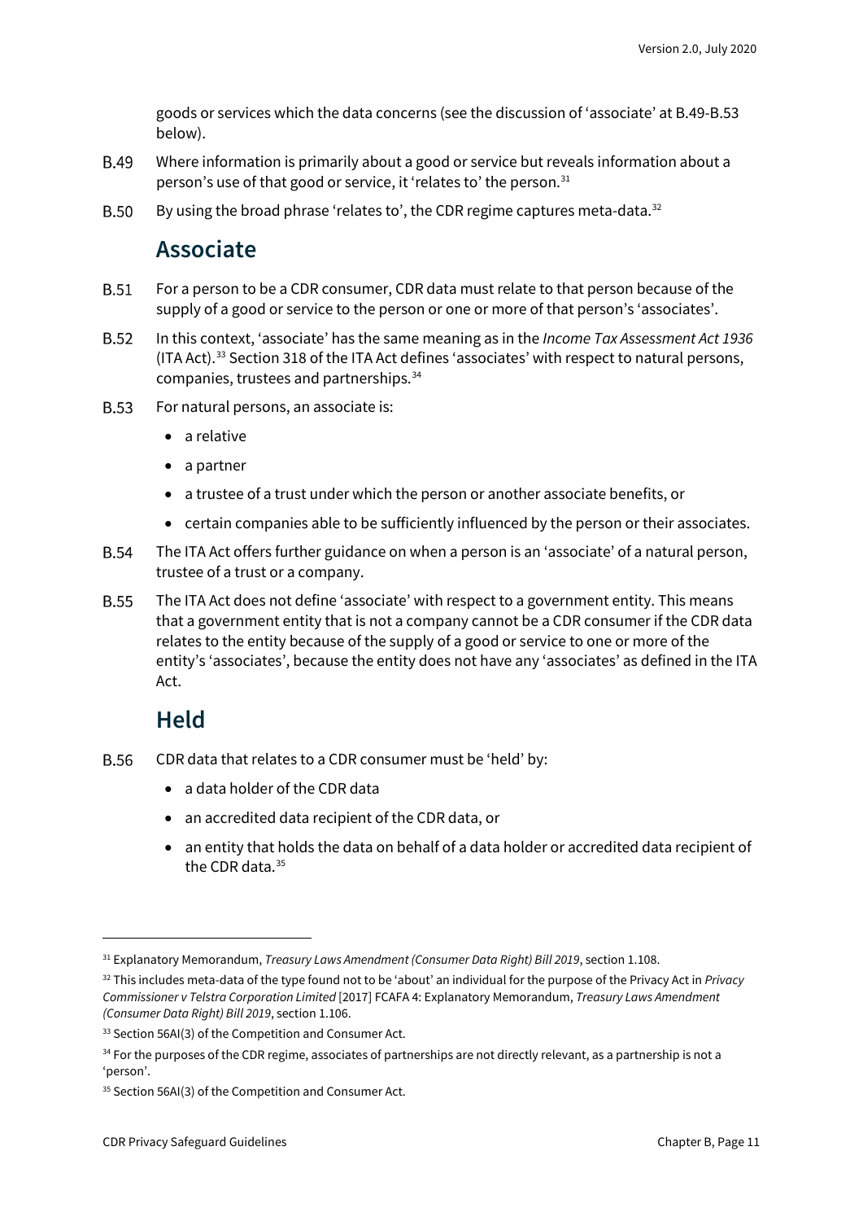goods or services which the data concerns (see the discussion of 'associate' at B.49-B.53 below).

B.49 Where information is primarily about a good or service but reveals information about a person's use of that good or service, it 'relates to' the person.[31]

B.50 By using the broad phrase 'relates to', the CDR regime captures meta-data.[32]

## Associate

B.51 For a person to be a CDR consumer, CDR data must relate to that person because of the supply of a good or service to the person or one or more of that person's 'associates'.

B.52 In this context, 'associate' has the same meaning as in the *Income Tax Assessment Act 1936* (ITA Act).[33] Section 318 of the ITA Act defines 'associates' with respect to natural persons, companies, trustees and partnerships.[34]

B.53 For natural persons, an associate is:

- a relative
- a partner
- a trustee of a trust under which the person or another associate benefits, or
- certain companies able to be sufficiently influenced by the person or their associates.

B.54 The ITA Act offers further guidance on when a person is an 'associate' of a natural person, trustee of a trust or a company.

B.55 The ITA Act does not define 'associate' with respect to a government entity. This means that a government entity that is not a company cannot be a CDR consumer if the CDR data relates to the entity because of the supply of a good or service to one or more of the entity's 'associates', because the entity does not have any 'associates' as defined in the ITA Act.

## Held

B.56 CDR data that relates to a CDR consumer must be 'held' by:

- a data holder of the CDR data
- an accredited data recipient of the CDR data, or
- an entity that holds the data on behalf of a data holder or accredited data recipient of the CDR data.[35]

---

[31] Explanatory Memorandum, *Treasury Laws Amendment (Consumer Data Right) Bill 2019*, section 1.108.

[32] This includes meta-data of the type found not to be 'about' an individual for the purpose of the Privacy Act in *Privacy Commissioner v Telstra Corporation Limited* [2017] FCAFA 4: Explanatory Memorandum, *Treasury Laws Amendment (Consumer Data Right) Bill 2019*, section 1.106.

[33] Section 56AI(3) of the Competition and Consumer Act.

[34] For the purposes of the CDR regime, associates of partnerships are not directly relevant, as a partnership is not a 'person'.

[35] Section 56AI(3) of the Competition and Consumer Act.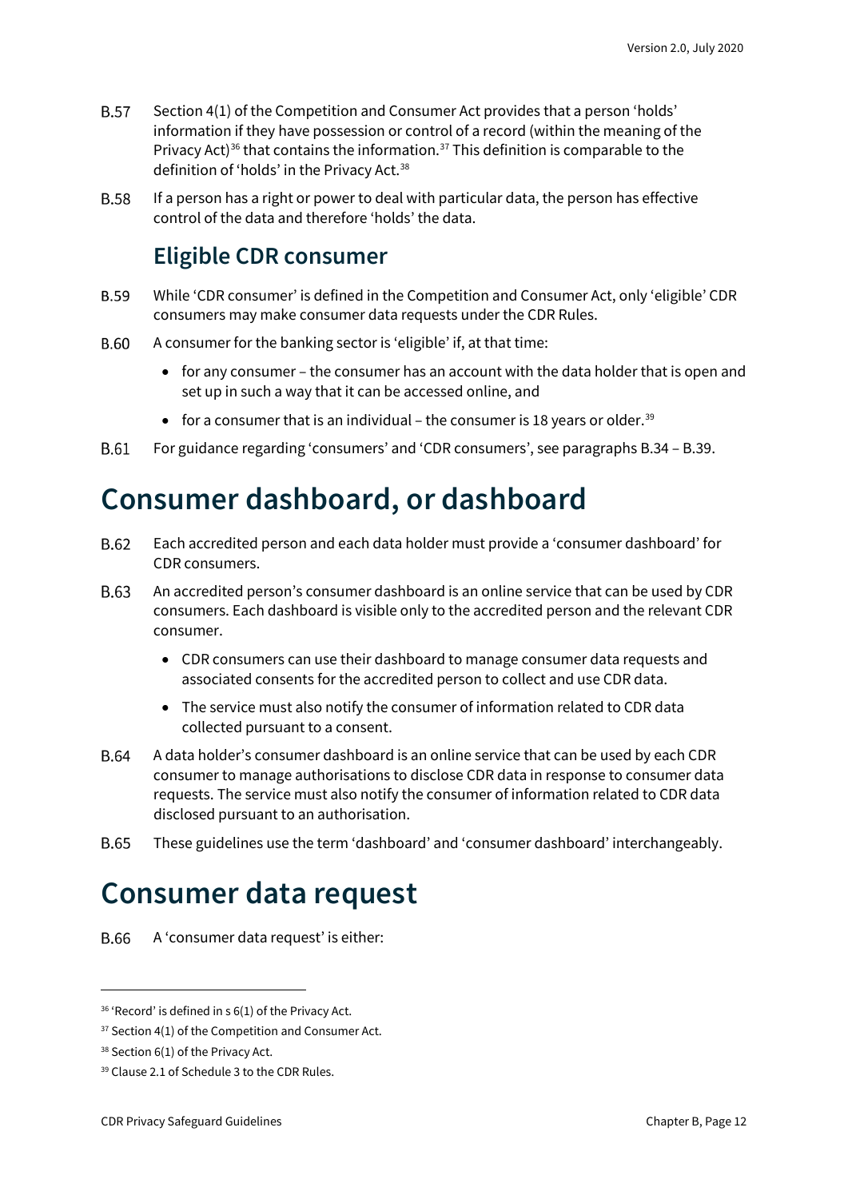B.57 Section 4(1) of the Competition and Consumer Act provides that a person 'holds' information if they have possession or control of a record (within the meaning of the Privacy Act)[36] that contains the information.[37] This definition is comparable to the definition of 'holds' in the Privacy Act.[38]

B.58 If a person has a right or power to deal with particular data, the person has effective control of the data and therefore 'holds' the data.

## Eligible CDR consumer

B.59 While 'CDR consumer' is defined in the Competition and Consumer Act, only 'eligible' CDR consumers may make consumer data requests under the CDR Rules.

B.60 A consumer for the banking sector is 'eligible' if, at that time:

- for any consumer – the consumer has an account with the data holder that is open and set up in such a way that it can be accessed online, and
- for a consumer that is an individual – the consumer is 18 years or older.[39]

B.61 For guidance regarding 'consumers' and 'CDR consumers', see paragraphs B.34 – B.39.

# Consumer dashboard, or dashboard

B.62 Each accredited person and each data holder must provide a 'consumer dashboard' for CDR consumers.

B.63 An accredited person's consumer dashboard is an online service that can be used by CDR consumers. Each dashboard is visible only to the accredited person and the relevant CDR consumer.

- CDR consumers can use their dashboard to manage consumer data requests and associated consents for the accredited person to collect and use CDR data.
- The service must also notify the consumer of information related to CDR data collected pursuant to a consent.

B.64 A data holder's consumer dashboard is an online service that can be used by each CDR consumer to manage authorisations to disclose CDR data in response to consumer data requests. The service must also notify the consumer of information related to CDR data disclosed pursuant to an authorisation.

B.65 These guidelines use the term 'dashboard' and 'consumer dashboard' interchangeably.

# Consumer data request

B.66 A 'consumer data request' is either:

---

[36] 'Record' is defined in s 6(1) of the Privacy Act.

[37] Section 4(1) of the Competition and Consumer Act.

[38] Section 6(1) of the Privacy Act.

[39] Clause 2.1 of Schedule 3 to the CDR Rules.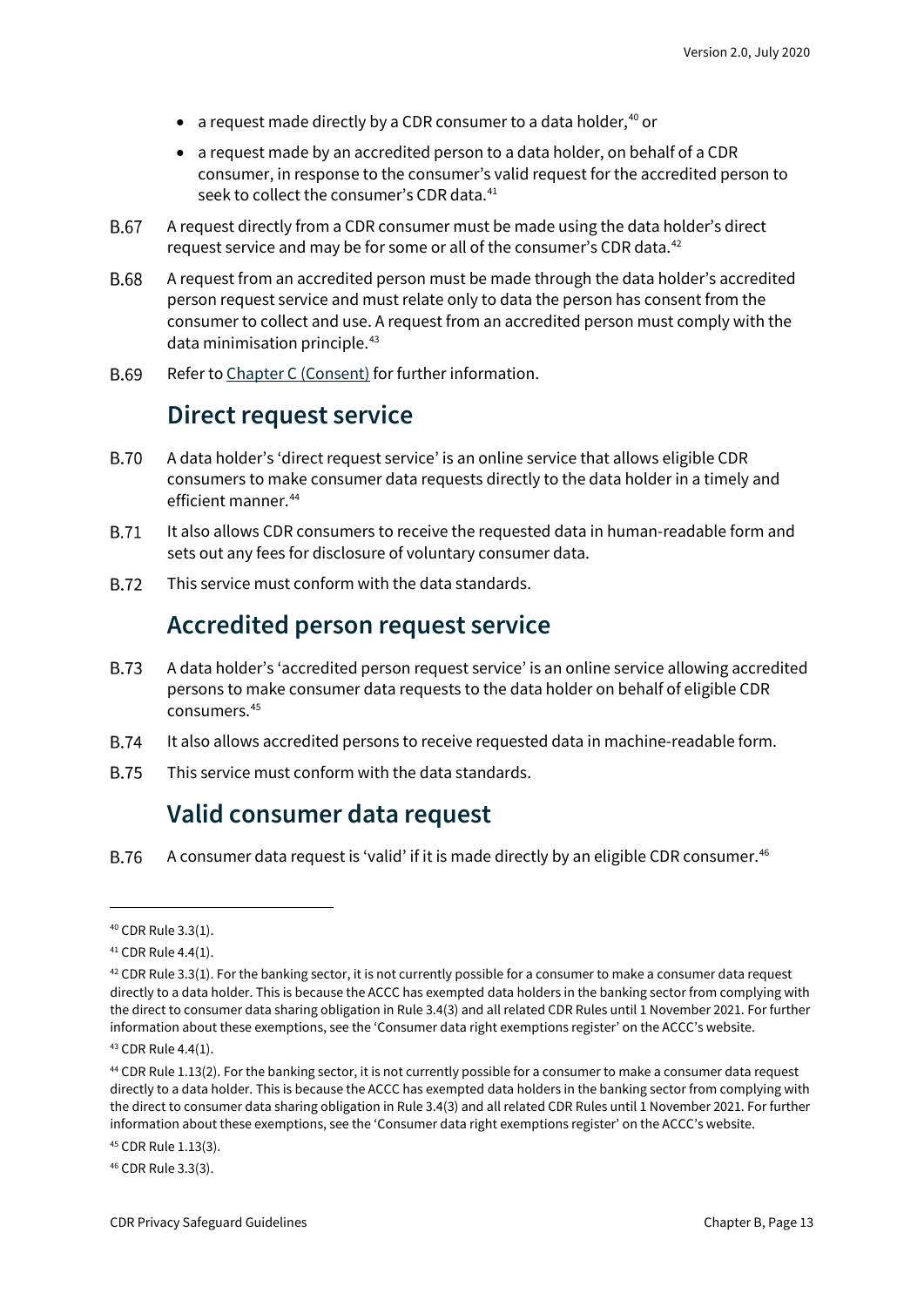- a request made directly by a CDR consumer to a data holder,[40] or
- a request made by an accredited person to a data holder, on behalf of a CDR consumer, in response to the consumer's valid request for the accredited person to seek to collect the consumer's CDR data.[41]

B.67 A request directly from a CDR consumer must be made using the data holder's direct request service and may be for some or all of the consumer's CDR data.[42]

B.68 A request from an accredited person must be made through the data holder's accredited person request service and must relate only to data the person has consent from the consumer to collect and use. A request from an accredited person must comply with the data minimisation principle.[43]

B.69 Refer to Chapter C (Consent) for further information.

## Direct request service

B.70 A data holder's 'direct request service' is an online service that allows eligible CDR consumers to make consumer data requests directly to the data holder in a timely and efficient manner.[44]

B.71 It also allows CDR consumers to receive the requested data in human-readable form and sets out any fees for disclosure of voluntary consumer data.

B.72 This service must conform with the data standards.

## Accredited person request service

B.73 A data holder's 'accredited person request service' is an online service allowing accredited persons to make consumer data requests to the data holder on behalf of eligible CDR consumers.[45]

B.74 It also allows accredited persons to receive requested data in machine-readable form.

B.75 This service must conform with the data standards.

## Valid consumer data request

B.76 A consumer data request is 'valid' if it is made directly by an eligible CDR consumer.[46]

---

[40] CDR Rule 3.3(1).

[41] CDR Rule 4.4(1).

[42] CDR Rule 3.3(1). For the banking sector, it is not currently possible for a consumer to make a consumer data request directly to a data holder. This is because the ACCC has exempted data holders in the banking sector from complying with the direct to consumer data sharing obligation in Rule 3.4(3) and all related CDR Rules until 1 November 2021. For further information about these exemptions, see the 'Consumer data right exemptions register' on the ACCC's website.

[43] CDR Rule 4.4(1).

[44] CDR Rule 1.13(2). For the banking sector, it is not currently possible for a consumer to make a consumer data request directly to a data holder. This is because the ACCC has exempted data holders in the banking sector from complying with the direct to consumer data sharing obligation in Rule 3.4(3) and all related CDR Rules until 1 November 2021. For further information about these exemptions, see the 'Consumer data right exemptions register' on the ACCC's website.

[45] CDR Rule 1.13(3).

[46] CDR Rule 3.3(3).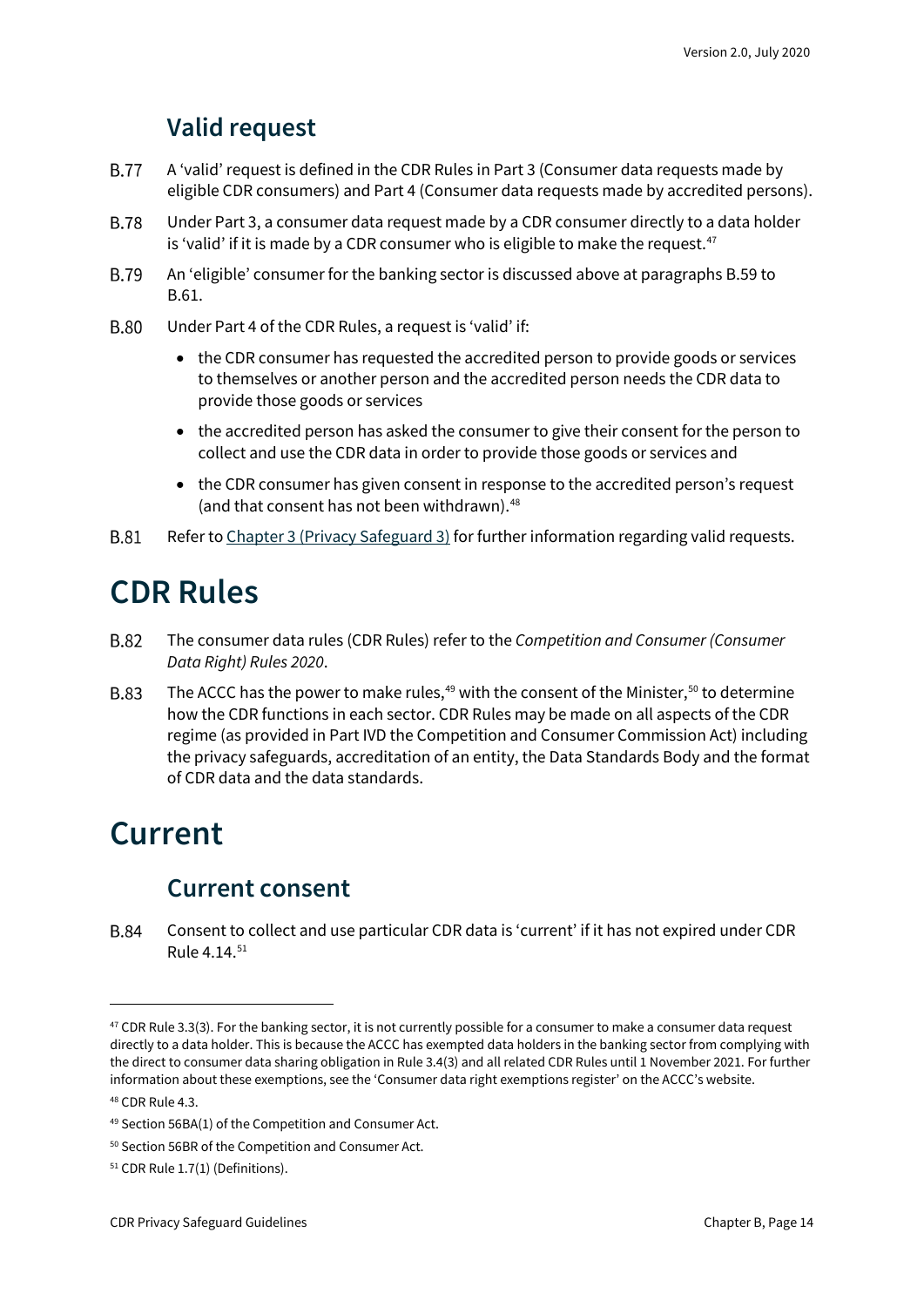### Valid request

B.77 A 'valid' request is defined in the CDR Rules in Part 3 (Consumer data requests made by eligible CDR consumers) and Part 4 (Consumer data requests made by accredited persons).

B.78 Under Part 3, a consumer data request made by a CDR consumer directly to a data holder is 'valid' if it is made by a CDR consumer who is eligible to make the request.[47]

B.79 An 'eligible' consumer for the banking sector is discussed above at paragraphs B.59 to B.61.

B.80 Under Part 4 of the CDR Rules, a request is 'valid' if:

- the CDR consumer has requested the accredited person to provide goods or services to themselves or another person and the accredited person needs the CDR data to provide those goods or services
- the accredited person has asked the consumer to give their consent for the person to collect and use the CDR data in order to provide those goods or services and
- the CDR consumer has given consent in response to the accredited person's request (and that consent has not been withdrawn).[48]

B.81 Refer to Chapter 3 (Privacy Safeguard 3) for further information regarding valid requests.

# CDR Rules

B.82 The consumer data rules (CDR Rules) refer to the *Competition and Consumer (Consumer Data Right) Rules 2020*.

B.83 The ACCC has the power to make rules,[49] with the consent of the Minister,[50] to determine how the CDR functions in each sector. CDR Rules may be made on all aspects of the CDR regime (as provided in Part IVD the Competition and Consumer Commission Act) including the privacy safeguards, accreditation of an entity, the Data Standards Body and the format of CDR data and the data standards.

# Current

### Current consent

B.84 Consent to collect and use particular CDR data is 'current' if it has not expired under CDR Rule 4.14.[51]

---

[47] CDR Rule 3.3(3). For the banking sector, it is not currently possible for a consumer to make a consumer data request directly to a data holder. This is because the ACCC has exempted data holders in the banking sector from complying with the direct to consumer data sharing obligation in Rule 3.4(3) and all related CDR Rules until 1 November 2021. For further information about these exemptions, see the 'Consumer data right exemptions register' on the ACCC's website.

[48] CDR Rule 4.3.

[49] Section 56BA(1) of the Competition and Consumer Act.

[50] Section 56BR of the Competition and Consumer Act.

[51] CDR Rule 1.7(1) (Definitions).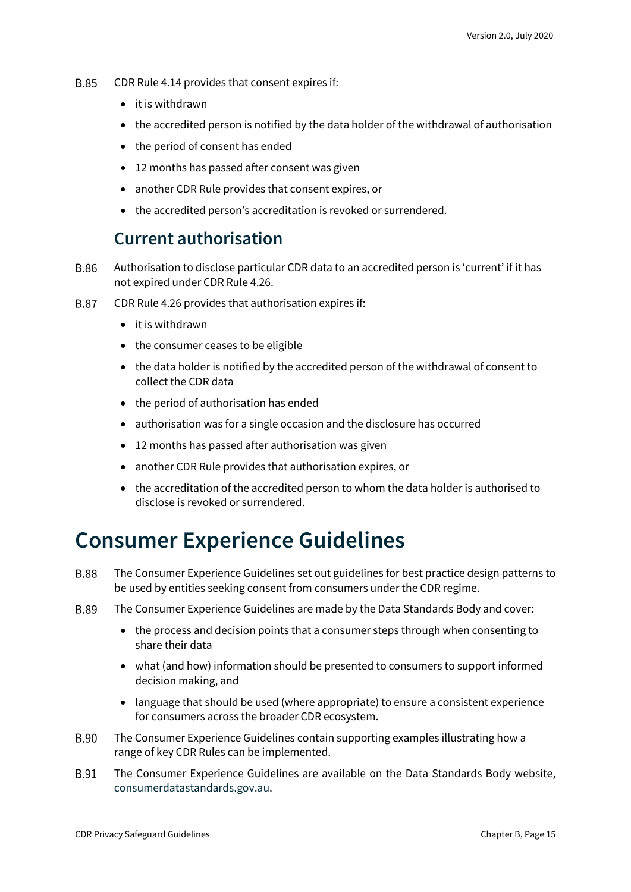B.85 CDR Rule 4.14 provides that consent expires if:

- it is withdrawn
- the accredited person is notified by the data holder of the withdrawal of authorisation
- the period of consent has ended
- 12 months has passed after consent was given
- another CDR Rule provides that consent expires, or
- the accredited person's accreditation is revoked or surrendered.

## Current authorisation

B.86 Authorisation to disclose particular CDR data to an accredited person is 'current' if it has not expired under CDR Rule 4.26.

B.87 CDR Rule 4.26 provides that authorisation expires if:

- it is withdrawn
- the consumer ceases to be eligible
- the data holder is notified by the accredited person of the withdrawal of consent to collect the CDR data
- the period of authorisation has ended
- authorisation was for a single occasion and the disclosure has occurred
- 12 months has passed after authorisation was given
- another CDR Rule provides that authorisation expires, or
- the accreditation of the accredited person to whom the data holder is authorised to disclose is revoked or surrendered.

# Consumer Experience Guidelines

B.88 The Consumer Experience Guidelines set out guidelines for best practice design patterns to be used by entities seeking consent from consumers under the CDR regime.

B.89 The Consumer Experience Guidelines are made by the Data Standards Body and cover:

- the process and decision points that a consumer steps through when consenting to share their data
- what (and how) information should be presented to consumers to support informed decision making, and
- language that should be used (where appropriate) to ensure a consistent experience for consumers across the broader CDR ecosystem.

B.90 The Consumer Experience Guidelines contain supporting examples illustrating how a range of key CDR Rules can be implemented.

B.91 The Consumer Experience Guidelines are available on the Data Standards Body website, consumerdatastandards.gov.au.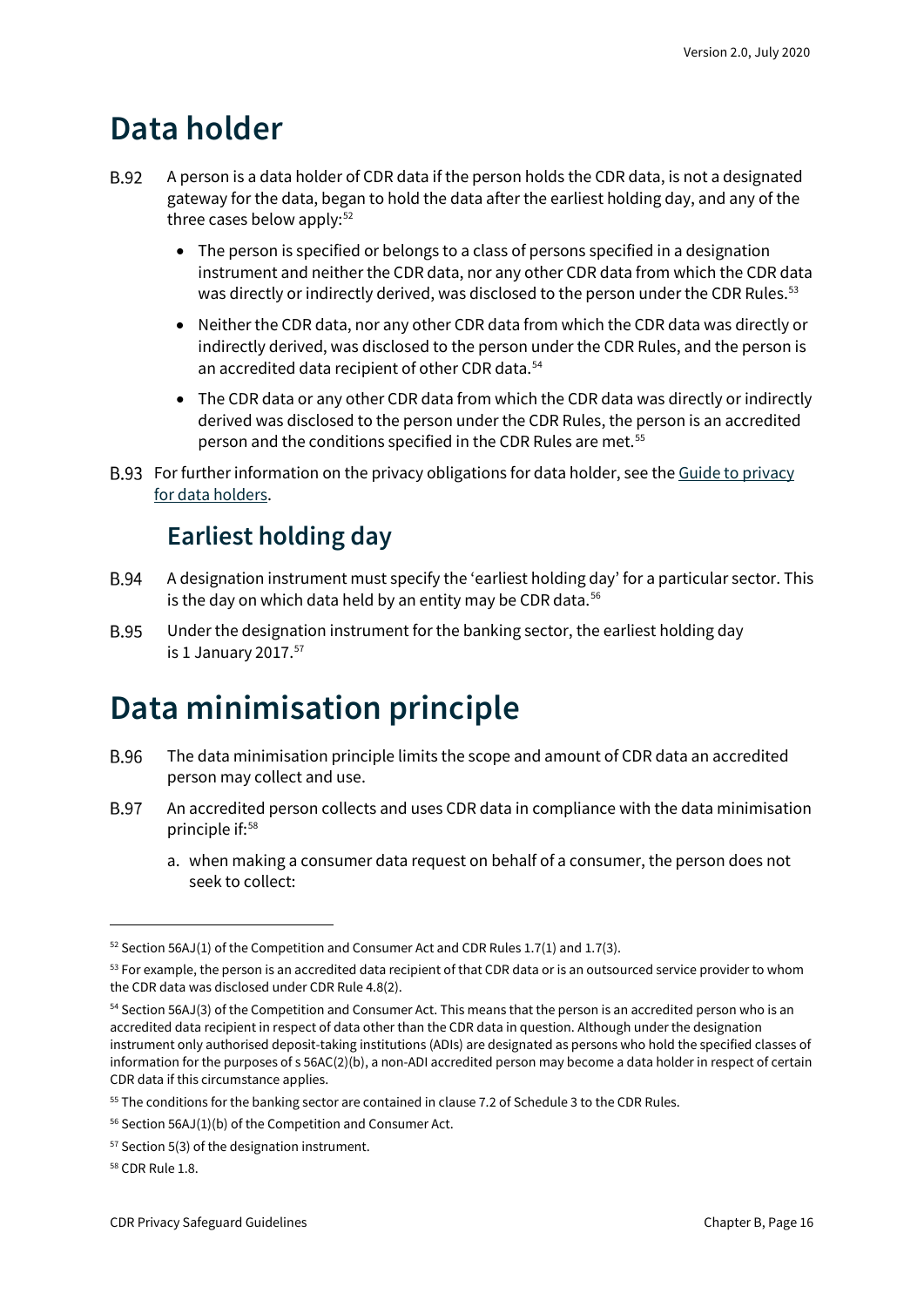# Data holder

B.92 A person is a data holder of CDR data if the person holds the CDR data, is not a designated gateway for the data, began to hold the data after the earliest holding day, and any of the three cases below apply:[52]

- The person is specified or belongs to a class of persons specified in a designation instrument and neither the CDR data, nor any other CDR data from which the CDR data was directly or indirectly derived, was disclosed to the person under the CDR Rules.[53]
- Neither the CDR data, nor any other CDR data from which the CDR data was directly or indirectly derived, was disclosed to the person under the CDR Rules, and the person is an accredited data recipient of other CDR data.[54]
- The CDR data or any other CDR data from which the CDR data was directly or indirectly derived was disclosed to the person under the CDR Rules, the person is an accredited person and the conditions specified in the CDR Rules are met.[55]

B.93 For further information on the privacy obligations for data holder, see the [Guide to privacy for data holders](#).

## Earliest holding day

B.94 A designation instrument must specify the 'earliest holding day' for a particular sector. This is the day on which data held by an entity may be CDR data.[56]

B.95 Under the designation instrument for the banking sector, the earliest holding day is 1 January 2017.[57]

# Data minimisation principle

B.96 The data minimisation principle limits the scope and amount of CDR data an accredited person may collect and use.

B.97 An accredited person collects and uses CDR data in compliance with the data minimisation principle if:[58]

a. when making a consumer data request on behalf of a consumer, the person does not seek to collect:

---

[52] Section 56AJ(1) of the Competition and Consumer Act and CDR Rules 1.7(1) and 1.7(3).

[53] For example, the person is an accredited data recipient of that CDR data or is an outsourced service provider to whom the CDR data was disclosed under CDR Rule 4.8(2).

[54] Section 56AJ(3) of the Competition and Consumer Act. This means that the person is an accredited person who is an accredited data recipient in respect of data other than the CDR data in question. Although under the designation instrument only authorised deposit-taking institutions (ADIs) are designated as persons who hold the specified classes of information for the purposes of s 56AC(2)(b), a non-ADI accredited person may become a data holder in respect of certain CDR data if this circumstance applies.

[55] The conditions for the banking sector are contained in clause 7.2 of Schedule 3 to the CDR Rules.

[56] Section 56AJ(1)(b) of the Competition and Consumer Act.

[57] Section 5(3) of the designation instrument.

[58] CDR Rule 1.8.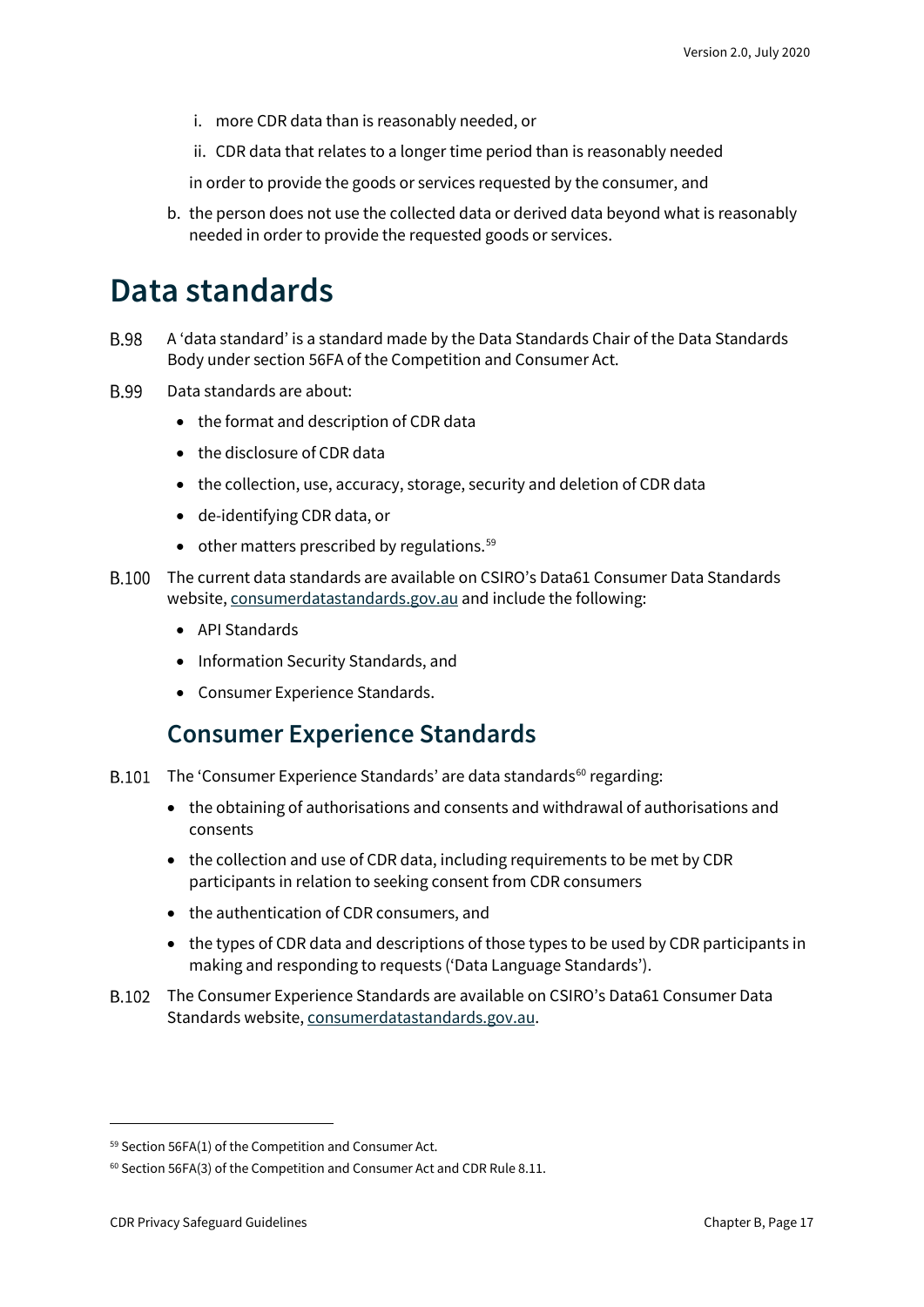i. more CDR data than is reasonably needed, or

   ii. CDR data that relates to a longer time period than is reasonably needed

   in order to provide the goods or services requested by the consumer, and

b. the person does not use the collected data or derived data beyond what is reasonably needed in order to provide the requested goods or services.

# Data standards

B.98 A 'data standard' is a standard made by the Data Standards Chair of the Data Standards Body under section 56FA of the Competition and Consumer Act.

B.99 Data standards are about:

- the format and description of CDR data
- the disclosure of CDR data
- the collection, use, accuracy, storage, security and deletion of CDR data
- de-identifying CDR data, or
- other matters prescribed by regulations.[59]

B.100 The current data standards are available on CSIRO's Data61 Consumer Data Standards website, consumerdatastandards.gov.au and include the following:

- API Standards
- Information Security Standards, and
- Consumer Experience Standards.

## Consumer Experience Standards

B.101 The 'Consumer Experience Standards' are data standards[60] regarding:

- the obtaining of authorisations and consents and withdrawal of authorisations and consents
- the collection and use of CDR data, including requirements to be met by CDR participants in relation to seeking consent from CDR consumers
- the authentication of CDR consumers, and
- the types of CDR data and descriptions of those types to be used by CDR participants in making and responding to requests ('Data Language Standards').

B.102 The Consumer Experience Standards are available on CSIRO's Data61 Consumer Data Standards website, consumerdatastandards.gov.au.

---

[59] Section 56FA(1) of the Competition and Consumer Act.

[60] Section 56FA(3) of the Competition and Consumer Act and CDR Rule 8.11.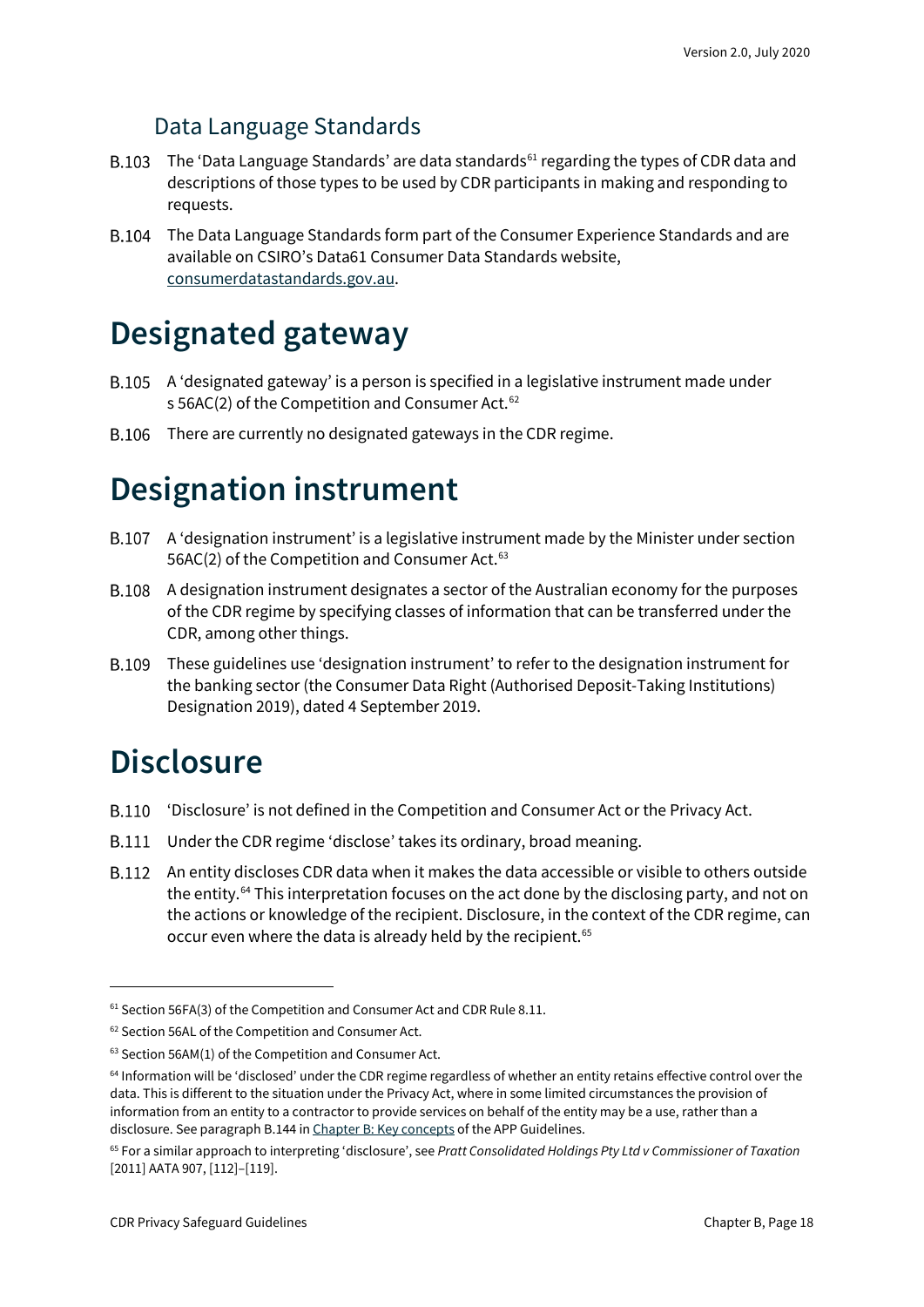### Data Language Standards

B.103 The 'Data Language Standards' are data standards[61] regarding the types of CDR data and descriptions of those types to be used by CDR participants in making and responding to requests.

B.104 The Data Language Standards form part of the Consumer Experience Standards and are available on CSIRO's Data61 Consumer Data Standards website, [consumerdatastandards.gov.au](consumerdatastandards.gov.au).

# Designated gateway

B.105 A 'designated gateway' is a person is specified in a legislative instrument made under s 56AC(2) of the Competition and Consumer Act.[62]

B.106 There are currently no designated gateways in the CDR regime.

# Designation instrument

B.107 A 'designation instrument' is a legislative instrument made by the Minister under section 56AC(2) of the Competition and Consumer Act.[63]

B.108 A designation instrument designates a sector of the Australian economy for the purposes of the CDR regime by specifying classes of information that can be transferred under the CDR, among other things.

B.109 These guidelines use 'designation instrument' to refer to the designation instrument for the banking sector (the Consumer Data Right (Authorised Deposit-Taking Institutions) Designation 2019), dated 4 September 2019.

# Disclosure

B.110 'Disclosure' is not defined in the Competition and Consumer Act or the Privacy Act.

B.111 Under the CDR regime 'disclose' takes its ordinary, broad meaning.

B.112 An entity discloses CDR data when it makes the data accessible or visible to others outside the entity.[64] This interpretation focuses on the act done by the disclosing party, and not on the actions or knowledge of the recipient. Disclosure, in the context of the CDR regime, can occur even where the data is already held by the recipient.[65]

---

[61] Section 56FA(3) of the Competition and Consumer Act and CDR Rule 8.11.

[62] Section 56AL of the Competition and Consumer Act.

[63] Section 56AM(1) of the Competition and Consumer Act.

[64] Information will be 'disclosed' under the CDR regime regardless of whether an entity retains effective control over the data. This is different to the situation under the Privacy Act, where in some limited circumstances the provision of information from an entity to a contractor to provide services on behalf of the entity may be a use, rather than a disclosure. See paragraph B.144 in [Chapter B: Key concepts](Chapter B: Key concepts) of the APP Guidelines.

[65] For a similar approach to interpreting 'disclosure', see *Pratt Consolidated Holdings Pty Ltd v Commissioner of Taxation* [2011] AATA 907, [112]–[119].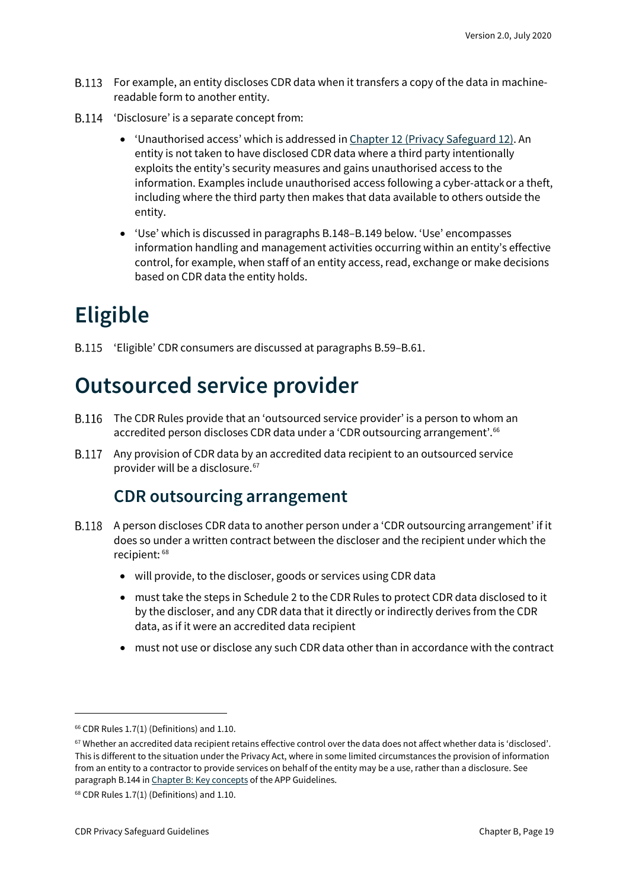B.113 For example, an entity discloses CDR data when it transfers a copy of the data in machine-readable form to another entity.

B.114 'Disclosure' is a separate concept from:

- 'Unauthorised access' which is addressed in Chapter 12 (Privacy Safeguard 12). An entity is not taken to have disclosed CDR data where a third party intentionally exploits the entity's security measures and gains unauthorised access to the information. Examples include unauthorised access following a cyber-attack or a theft, including where the third party then makes that data available to others outside the entity.
- 'Use' which is discussed in paragraphs B.148–B.149 below. 'Use' encompasses information handling and management activities occurring within an entity's effective control, for example, when staff of an entity access, read, exchange or make decisions based on CDR data the entity holds.

# Eligible

B.115 'Eligible' CDR consumers are discussed at paragraphs B.59–B.61.

# Outsourced service provider

B.116 The CDR Rules provide that an 'outsourced service provider' is a person to whom an accredited person discloses CDR data under a 'CDR outsourcing arrangement'.[66]

B.117 Any provision of CDR data by an accredited data recipient to an outsourced service provider will be a disclosure.[67]

## CDR outsourcing arrangement

B.118 A person discloses CDR data to another person under a 'CDR outsourcing arrangement' if it does so under a written contract between the discloser and the recipient under which the recipient: [68]

- will provide, to the discloser, goods or services using CDR data
- must take the steps in Schedule 2 to the CDR Rules to protect CDR data disclosed to it by the discloser, and any CDR data that it directly or indirectly derives from the CDR data, as if it were an accredited data recipient
- must not use or disclose any such CDR data other than in accordance with the contract

---

[66] CDR Rules 1.7(1) (Definitions) and 1.10.

[67] Whether an accredited data recipient retains effective control over the data does not affect whether data is 'disclosed'. This is different to the situation under the Privacy Act, where in some limited circumstances the provision of information from an entity to a contractor to provide services on behalf of the entity may be a use, rather than a disclosure. See paragraph B.144 in Chapter B: Key concepts of the APP Guidelines.

[68] CDR Rules 1.7(1) (Definitions) and 1.10.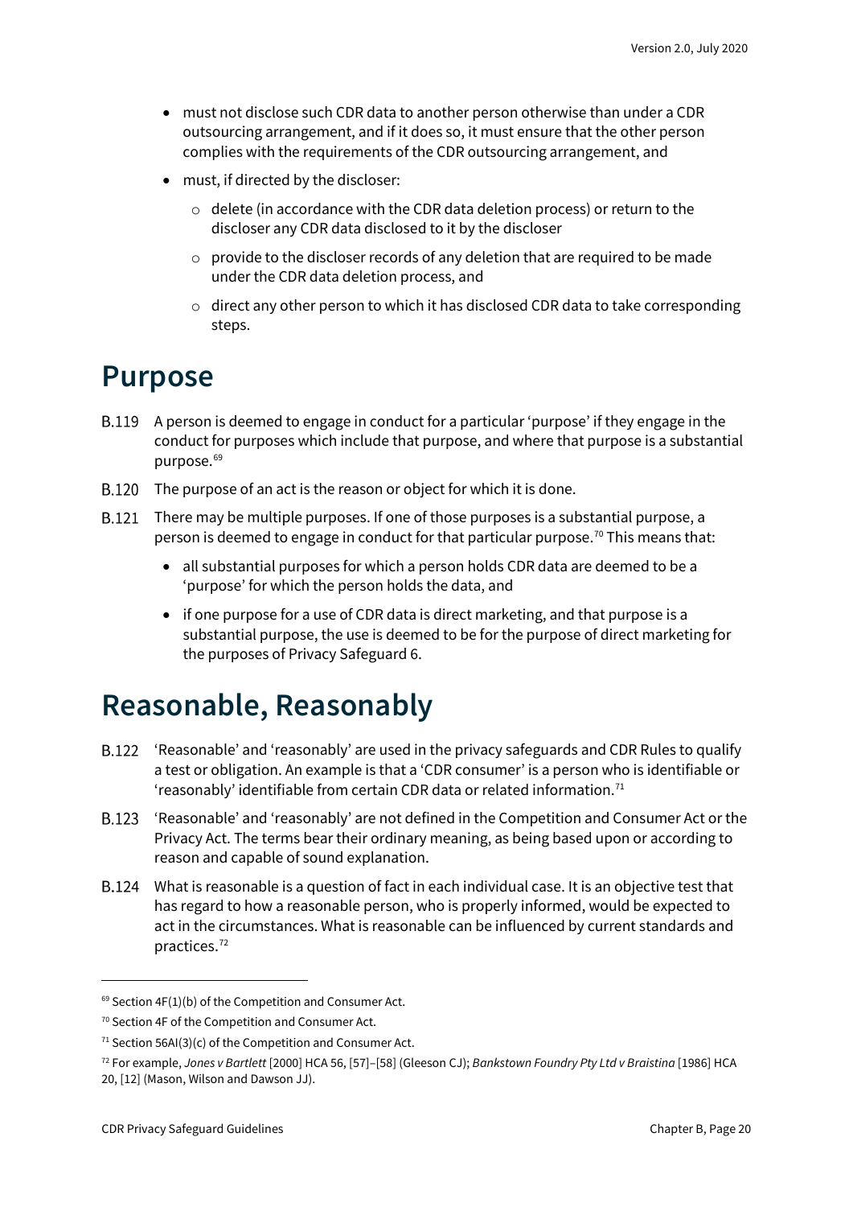- must not disclose such CDR data to another person otherwise than under a CDR outsourcing arrangement, and if it does so, it must ensure that the other person complies with the requirements of the CDR outsourcing arrangement, and
- must, if directed by the discloser:
  - delete (in accordance with the CDR data deletion process) or return to the discloser any CDR data disclosed to it by the discloser
  - provide to the discloser records of any deletion that are required to be made under the CDR data deletion process, and
  - direct any other person to which it has disclosed CDR data to take corresponding steps.

# Purpose

B.119 A person is deemed to engage in conduct for a particular 'purpose' if they engage in the conduct for purposes which include that purpose, and where that purpose is a substantial purpose.[69]

B.120 The purpose of an act is the reason or object for which it is done.

B.121 There may be multiple purposes. If one of those purposes is a substantial purpose, a person is deemed to engage in conduct for that particular purpose.[70] This means that:

- all substantial purposes for which a person holds CDR data are deemed to be a 'purpose' for which the person holds the data, and
- if one purpose for a use of CDR data is direct marketing, and that purpose is a substantial purpose, the use is deemed to be for the purpose of direct marketing for the purposes of Privacy Safeguard 6.

# Reasonable, Reasonably

B.122 'Reasonable' and 'reasonably' are used in the privacy safeguards and CDR Rules to qualify a test or obligation. An example is that a 'CDR consumer' is a person who is identifiable or 'reasonably' identifiable from certain CDR data or related information.[71]

B.123 'Reasonable' and 'reasonably' are not defined in the Competition and Consumer Act or the Privacy Act. The terms bear their ordinary meaning, as being based upon or according to reason and capable of sound explanation.

B.124 What is reasonable is a question of fact in each individual case. It is an objective test that has regard to how a reasonable person, who is properly informed, would be expected to act in the circumstances. What is reasonable can be influenced by current standards and practices.[72]

---

[69] Section 4F(1)(b) of the Competition and Consumer Act.

[70] Section 4F of the Competition and Consumer Act.

[71] Section 56AI(3)(c) of the Competition and Consumer Act.

[72] For example, *Jones v Bartlett* [2000] HCA 56, [57]–[58] (Gleeson CJ); *Bankstown Foundry Pty Ltd v Braistina* [1986] HCA 20, [12] (Mason, Wilson and Dawson JJ).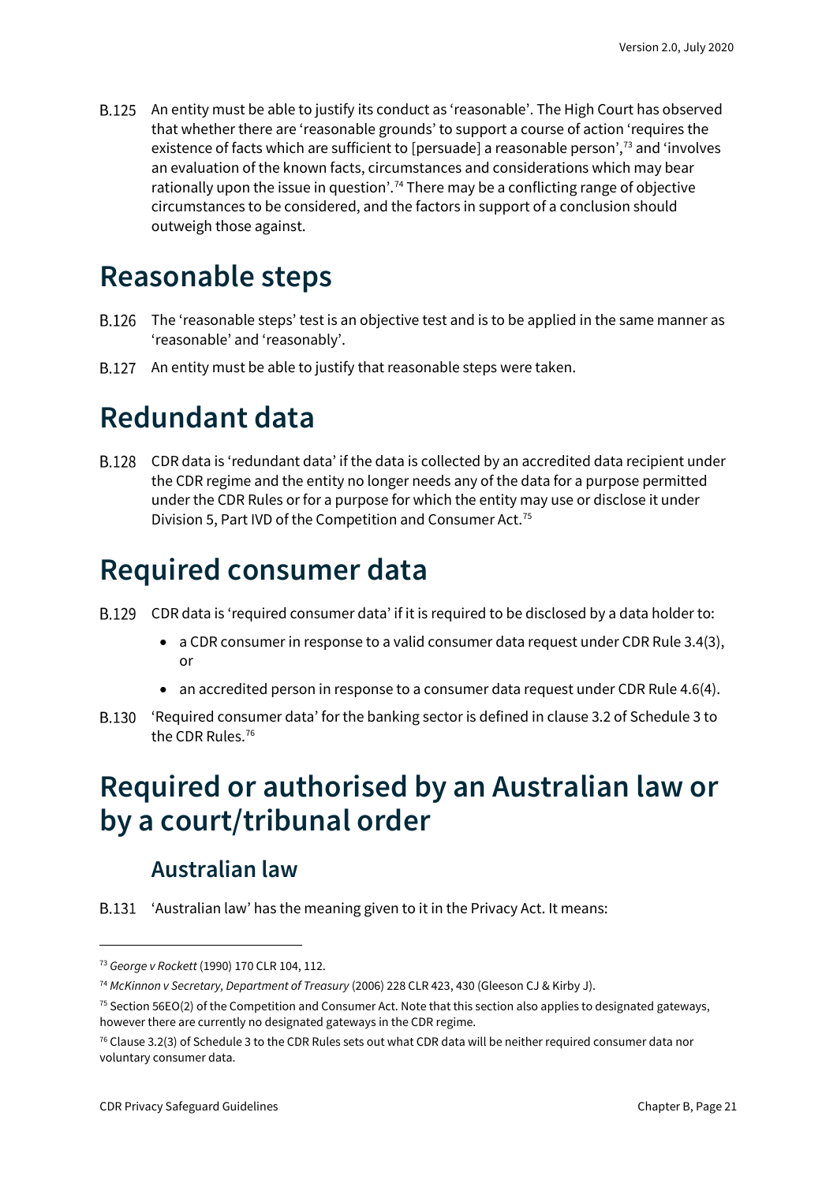B.125 An entity must be able to justify its conduct as 'reasonable'. The High Court has observed that whether there are 'reasonable grounds' to support a course of action 'requires the existence of facts which are sufficient to [persuade] a reasonable person',[73] and 'involves an evaluation of the known facts, circumstances and considerations which may bear rationally upon the issue in question'.[74] There may be a conflicting range of objective circumstances to be considered, and the factors in support of a conclusion should outweigh those against.

# Reasonable steps

B.126 The 'reasonable steps' test is an objective test and is to be applied in the same manner as 'reasonable' and 'reasonably'.

B.127 An entity must be able to justify that reasonable steps were taken.

# Redundant data

B.128 CDR data is 'redundant data' if the data is collected by an accredited data recipient under the CDR regime and the entity no longer needs any of the data for a purpose permitted under the CDR Rules or for a purpose for which the entity may use or disclose it under Division 5, Part IVD of the Competition and Consumer Act.[75]

# Required consumer data

B.129 CDR data is 'required consumer data' if it is required to be disclosed by a data holder to:

- a CDR consumer in response to a valid consumer data request under CDR Rule 3.4(3), or
- an accredited person in response to a consumer data request under CDR Rule 4.6(4).

B.130 'Required consumer data' for the banking sector is defined in clause 3.2 of Schedule 3 to the CDR Rules.[76]

# Required or authorised by an Australian law or by a court/tribunal order

## Australian law

B.131 'Australian law' has the meaning given to it in the Privacy Act. It means:

---

[73] *George v Rockett* (1990) 170 CLR 104, 112.

[74] *McKinnon v Secretary, Department of Treasury* (2006) 228 CLR 423, 430 (Gleeson CJ & Kirby J).

[75] Section 56EO(2) of the Competition and Consumer Act. Note that this section also applies to designated gateways, however there are currently no designated gateways in the CDR regime.

[76] Clause 3.2(3) of Schedule 3 to the CDR Rules sets out what CDR data will be neither required consumer data nor voluntary consumer data.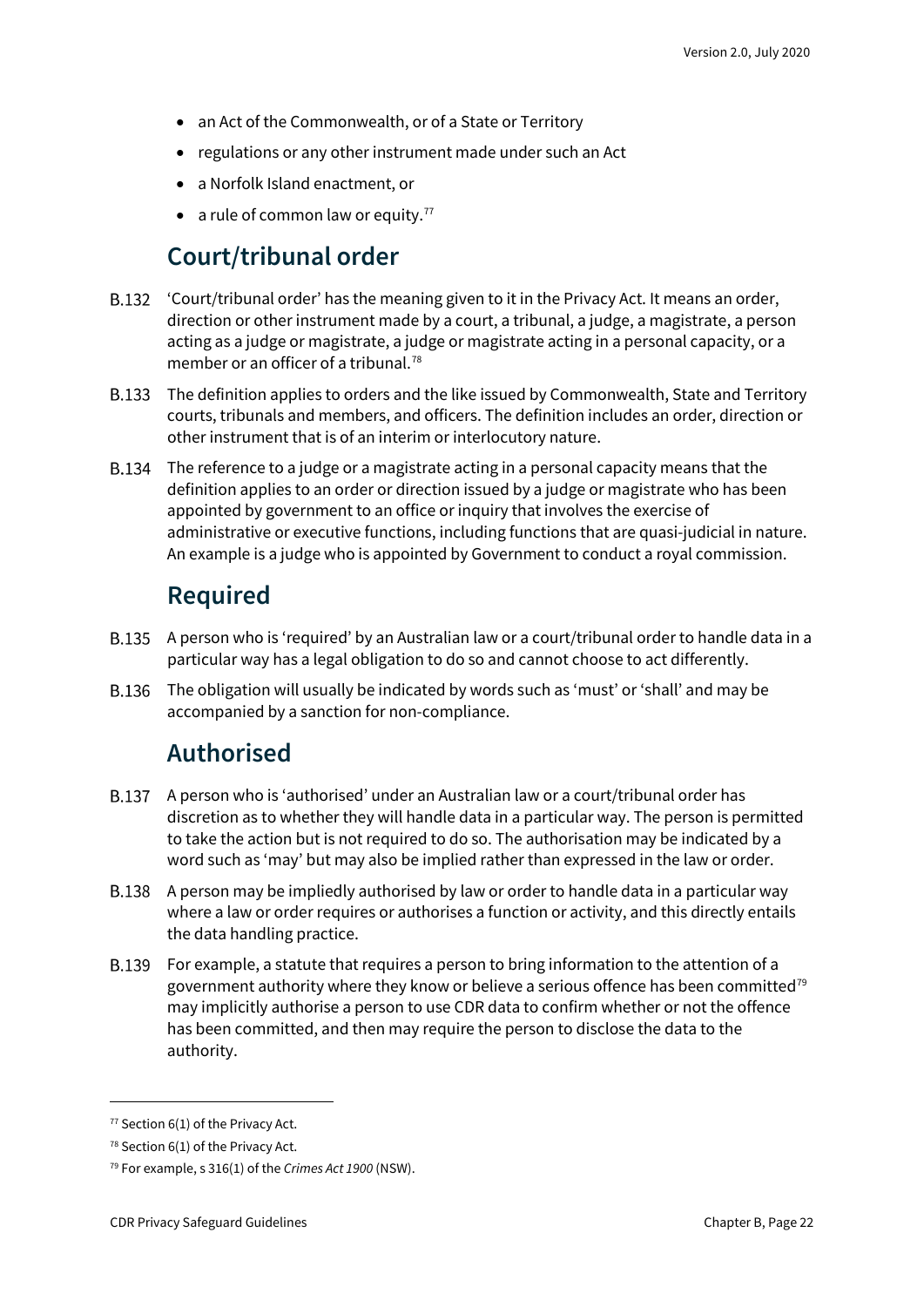- an Act of the Commonwealth, or of a State or Territory
- regulations or any other instrument made under such an Act
- a Norfolk Island enactment, or
- a rule of common law or equity.[77]

## Court/tribunal order

B.132 'Court/tribunal order' has the meaning given to it in the Privacy Act. It means an order, direction or other instrument made by a court, a tribunal, a judge, a magistrate, a person acting as a judge or magistrate, a judge or magistrate acting in a personal capacity, or a member or an officer of a tribunal.[78]

B.133 The definition applies to orders and the like issued by Commonwealth, State and Territory courts, tribunals and members, and officers. The definition includes an order, direction or other instrument that is of an interim or interlocutory nature.

B.134 The reference to a judge or a magistrate acting in a personal capacity means that the definition applies to an order or direction issued by a judge or magistrate who has been appointed by government to an office or inquiry that involves the exercise of administrative or executive functions, including functions that are quasi-judicial in nature. An example is a judge who is appointed by Government to conduct a royal commission.

## Required

B.135 A person who is 'required' by an Australian law or a court/tribunal order to handle data in a particular way has a legal obligation to do so and cannot choose to act differently.

B.136 The obligation will usually be indicated by words such as 'must' or 'shall' and may be accompanied by a sanction for non-compliance.

## Authorised

B.137 A person who is 'authorised' under an Australian law or a court/tribunal order has discretion as to whether they will handle data in a particular way. The person is permitted to take the action but is not required to do so. The authorisation may be indicated by a word such as 'may' but may also be implied rather than expressed in the law or order.

B.138 A person may be impliedly authorised by law or order to handle data in a particular way where a law or order requires or authorises a function or activity, and this directly entails the data handling practice.

B.139 For example, a statute that requires a person to bring information to the attention of a government authority where they know or believe a serious offence has been committed[79] may implicitly authorise a person to use CDR data to confirm whether or not the offence has been committed, and then may require the person to disclose the data to the authority.

---

[77] Section 6(1) of the Privacy Act.

[78] Section 6(1) of the Privacy Act.

[79] For example, s 316(1) of the *Crimes Act 1900* (NSW).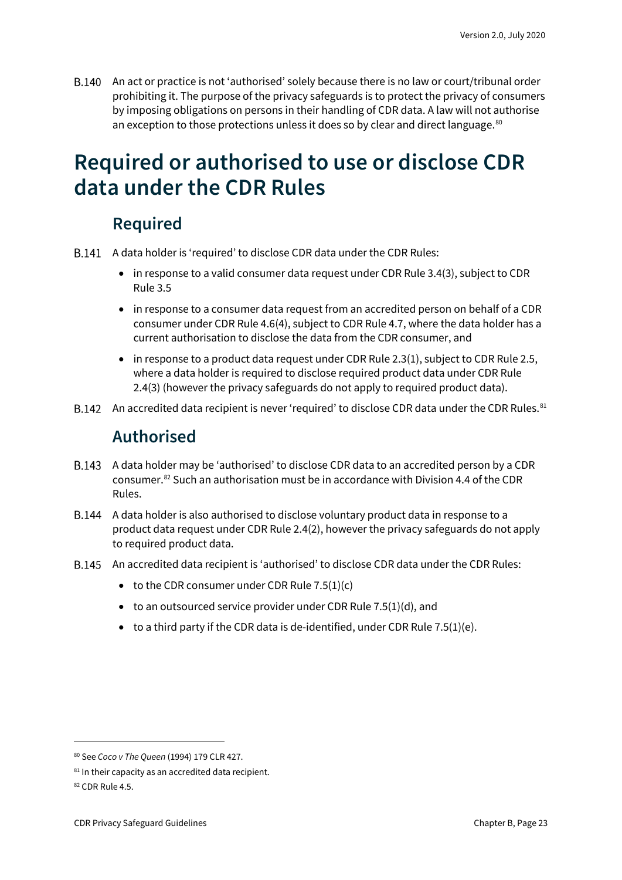B.140 An act or practice is not 'authorised' solely because there is no law or court/tribunal order prohibiting it. The purpose of the privacy safeguards is to protect the privacy of consumers by imposing obligations on persons in their handling of CDR data. A law will not authorise an exception to those protections unless it does so by clear and direct language.[80]

# Required or authorised to use or disclose CDR data under the CDR Rules

## Required

B.141 A data holder is 'required' to disclose CDR data under the CDR Rules:

- in response to a valid consumer data request under CDR Rule 3.4(3), subject to CDR Rule 3.5
- in response to a consumer data request from an accredited person on behalf of a CDR consumer under CDR Rule 4.6(4), subject to CDR Rule 4.7, where the data holder has a current authorisation to disclose the data from the CDR consumer, and
- in response to a product data request under CDR Rule 2.3(1), subject to CDR Rule 2.5, where a data holder is required to disclose required product data under CDR Rule 2.4(3) (however the privacy safeguards do not apply to required product data).

B.142 An accredited data recipient is never 'required' to disclose CDR data under the CDR Rules.[81]

## Authorised

B.143 A data holder may be 'authorised' to disclose CDR data to an accredited person by a CDR consumer.[82] Such an authorisation must be in accordance with Division 4.4 of the CDR Rules.

B.144 A data holder is also authorised to disclose voluntary product data in response to a product data request under CDR Rule 2.4(2), however the privacy safeguards do not apply to required product data.

B.145 An accredited data recipient is 'authorised' to disclose CDR data under the CDR Rules:

- to the CDR consumer under CDR Rule 7.5(1)(c)
- to an outsourced service provider under CDR Rule 7.5(1)(d), and
- to a third party if the CDR data is de-identified, under CDR Rule 7.5(1)(e).

---

[80] See *Coco v The Queen* (1994) 179 CLR 427.

[81] In their capacity as an accredited data recipient.

[82] CDR Rule 4.5.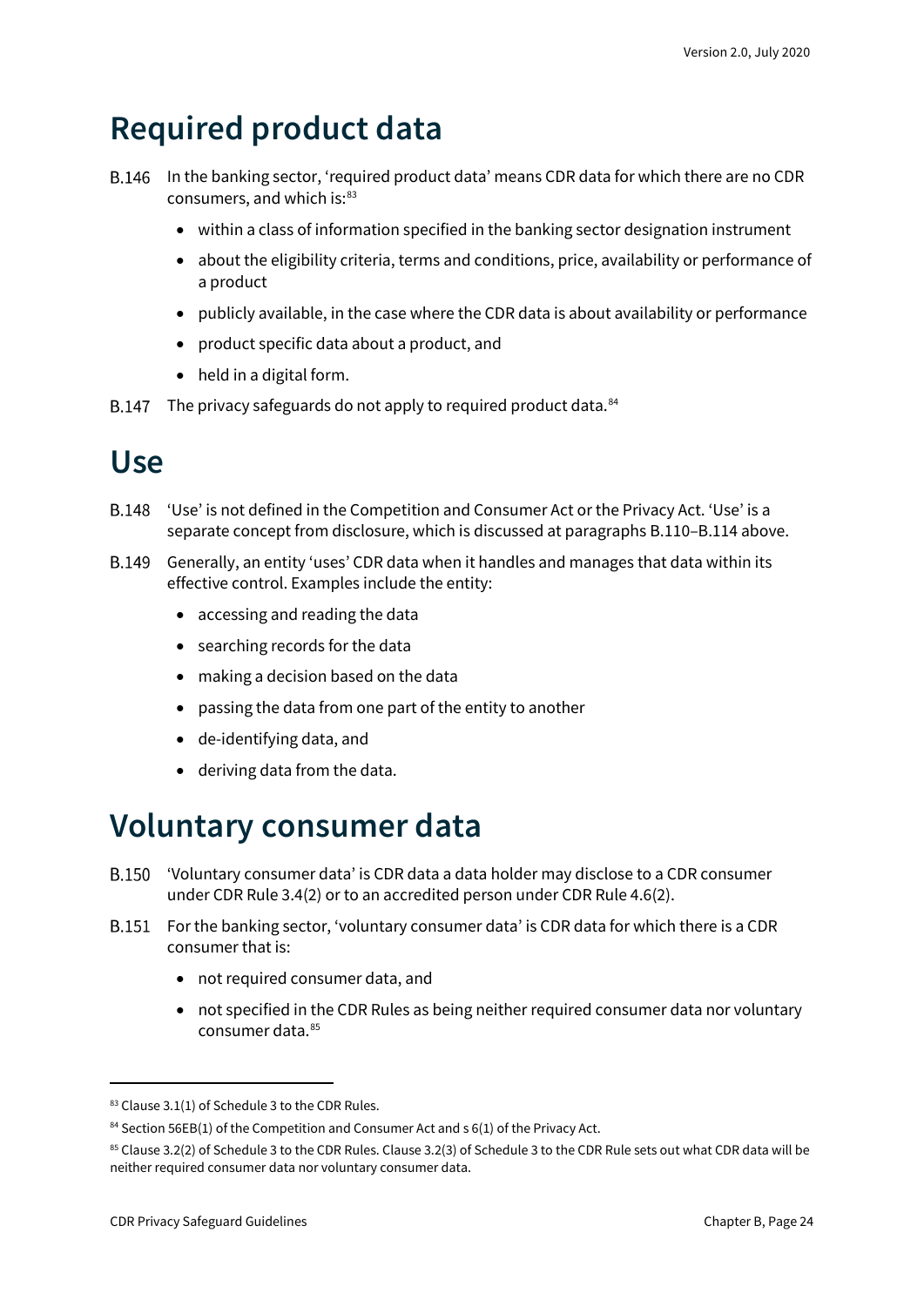## Required product data

B.146 In the banking sector, 'required product data' means CDR data for which there are no CDR consumers, and which is:[83]

- within a class of information specified in the banking sector designation instrument
- about the eligibility criteria, terms and conditions, price, availability or performance of a product
- publicly available, in the case where the CDR data is about availability or performance
- product specific data about a product, and
- held in a digital form.

B.147 The privacy safeguards do not apply to required product data.[84]

## Use

B.148 'Use' is not defined in the Competition and Consumer Act or the Privacy Act. 'Use' is a separate concept from disclosure, which is discussed at paragraphs B.110–B.114 above.

B.149 Generally, an entity 'uses' CDR data when it handles and manages that data within its effective control. Examples include the entity:

- accessing and reading the data
- searching records for the data
- making a decision based on the data
- passing the data from one part of the entity to another
- de-identifying data, and
- deriving data from the data.

## Voluntary consumer data

B.150 'Voluntary consumer data' is CDR data a data holder may disclose to a CDR consumer under CDR Rule 3.4(2) or to an accredited person under CDR Rule 4.6(2).

B.151 For the banking sector, 'voluntary consumer data' is CDR data for which there is a CDR consumer that is:

- not required consumer data, and
- not specified in the CDR Rules as being neither required consumer data nor voluntary consumer data.[85]

---

[83] Clause 3.1(1) of Schedule 3 to the CDR Rules.

[84] Section 56EB(1) of the Competition and Consumer Act and s 6(1) of the Privacy Act.

[85] Clause 3.2(2) of Schedule 3 to the CDR Rules. Clause 3.2(3) of Schedule 3 to the CDR Rule sets out what CDR data will be neither required consumer data nor voluntary consumer data.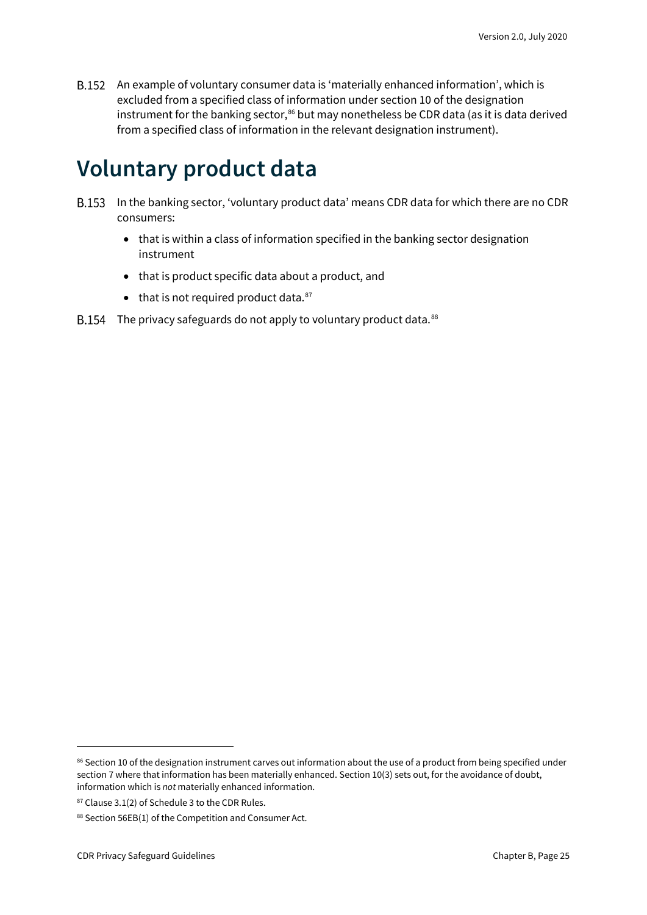B.152 An example of voluntary consumer data is 'materially enhanced information', which is excluded from a specified class of information under section 10 of the designation instrument for the banking sector,[86] but may nonetheless be CDR data (as it is data derived from a specified class of information in the relevant designation instrument).

## Voluntary product data

B.153 In the banking sector, 'voluntary product data' means CDR data for which there are no CDR consumers:

- that is within a class of information specified in the banking sector designation instrument
- that is product specific data about a product, and
- that is not required product data.[87]

B.154 The privacy safeguards do not apply to voluntary product data.[88]

---

[86] Section 10 of the designation instrument carves out information about the use of a product from being specified under section 7 where that information has been materially enhanced. Section 10(3) sets out, for the avoidance of doubt, information which is *not* materially enhanced information.

[87] Clause 3.1(2) of Schedule 3 to the CDR Rules.

[88] Section 56EB(1) of the Competition and Consumer Act.